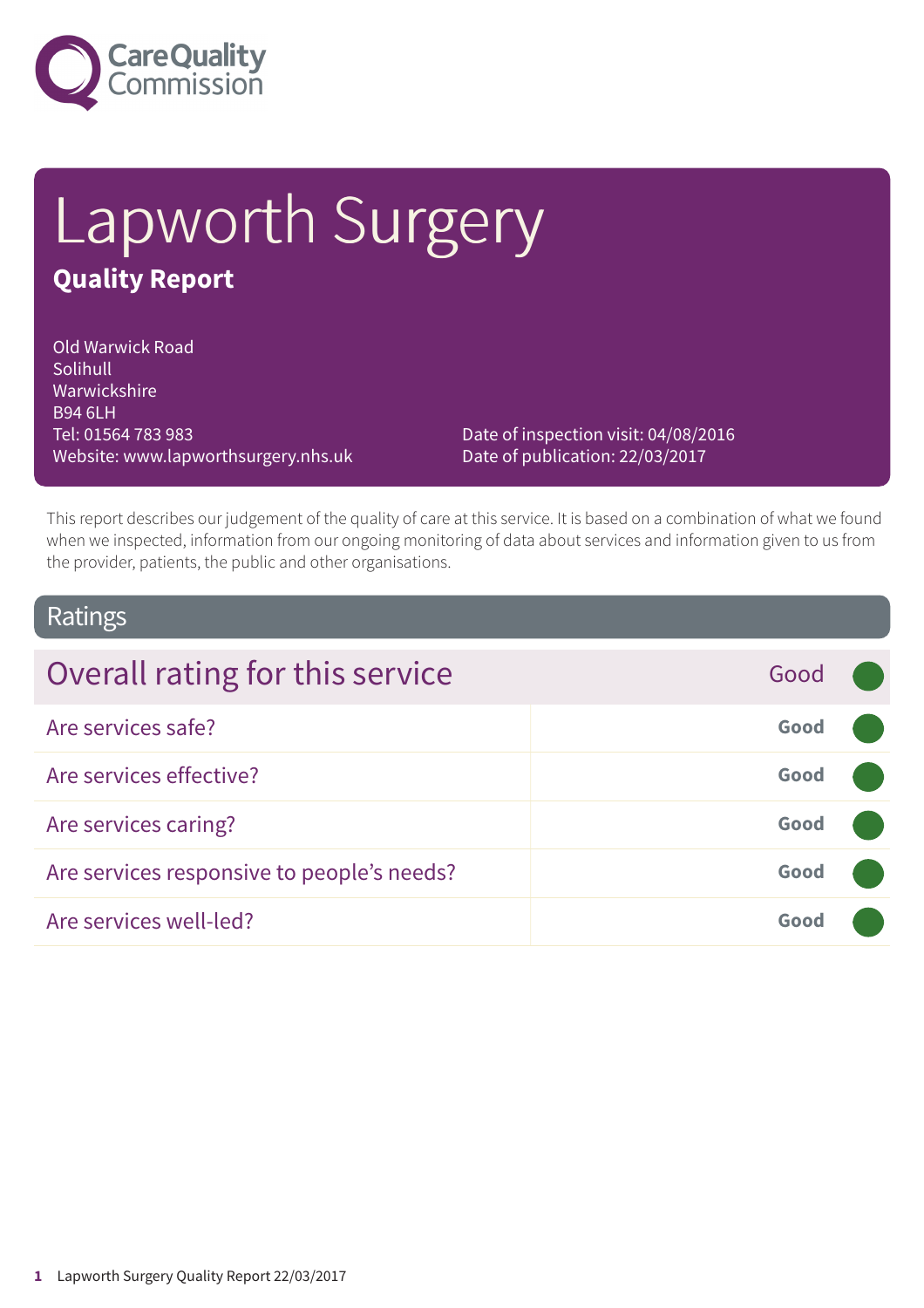Care Quality Commission

# Lapworth Surgery

## Quality Report

Old Warwick Road
Solihull
Warwickshire
B94 6LH
Tel: 01564 783 983
Website: www.lapworthsurgery.nhs.uk

Date of inspection visit: 04/08/2016
Date of publication: 22/03/2017

This report describes our judgement of the quality of care at this service. It is based on a combination of what we found when we inspected, information from our ongoing monitoring of data about services and information given to us from the provider, patients, the public and other organisations.

## Ratings

| Overall rating for this service | Good |
|---|---|
| Are services safe? | Good |
| Are services effective? | Good |
| Are services caring? | Good |
| Are services responsive to people's needs? | Good |
| Are services well-led? | Good |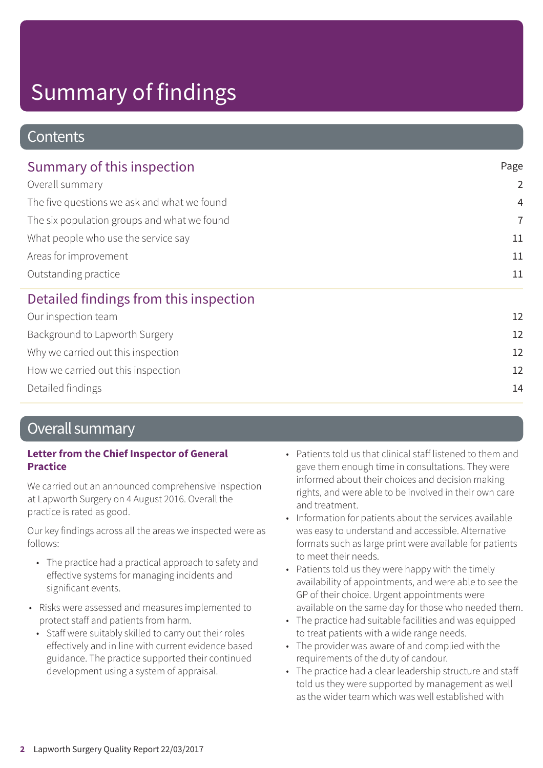# Summary of findings

## Contents

| Summary of this inspection | Page |
|---|---|
| Overall summary | 2 |
| The five questions we ask and what we found | 4 |
| The six population groups and what we found | 7 |
| What people who use the service say | 11 |
| Areas for improvement | 11 |
| Outstanding practice | 11 |
| **Detailed findings from this inspection** | |
| Our inspection team | 12 |
| Background to Lapworth Surgery | 12 |
| Why we carried out this inspection | 12 |
| How we carried out this inspection | 12 |
| Detailed findings | 14 |

## Overall summary

**Letter from the Chief Inspector of General Practice**

We carried out an announced comprehensive inspection at Lapworth Surgery on 4 August 2016. Overall the practice is rated as good.

Our key findings across all the areas we inspected were as follows:

- The practice had a practical approach to safety and effective systems for managing incidents and significant events.
- Risks were assessed and measures implemented to protect staff and patients from harm.
- Staff were suitably skilled to carry out their roles effectively and in line with current evidence based guidance. The practice supported their continued development using a system of appraisal.
- Patients told us that clinical staff listened to them and gave them enough time in consultations. They were informed about their choices and decision making rights, and were able to be involved in their own care and treatment.
- Information for patients about the services available was easy to understand and accessible. Alternative formats such as large print were available for patients to meet their needs.
- Patients told us they were happy with the timely availability of appointments, and were able to see the GP of their choice. Urgent appointments were available on the same day for those who needed them.
- The practice had suitable facilities and was equipped to treat patients with a wide range needs.
- The provider was aware of and complied with the requirements of the duty of candour.
- The practice had a clear leadership structure and staff told us they were supported by management as well as the wider team which was well established with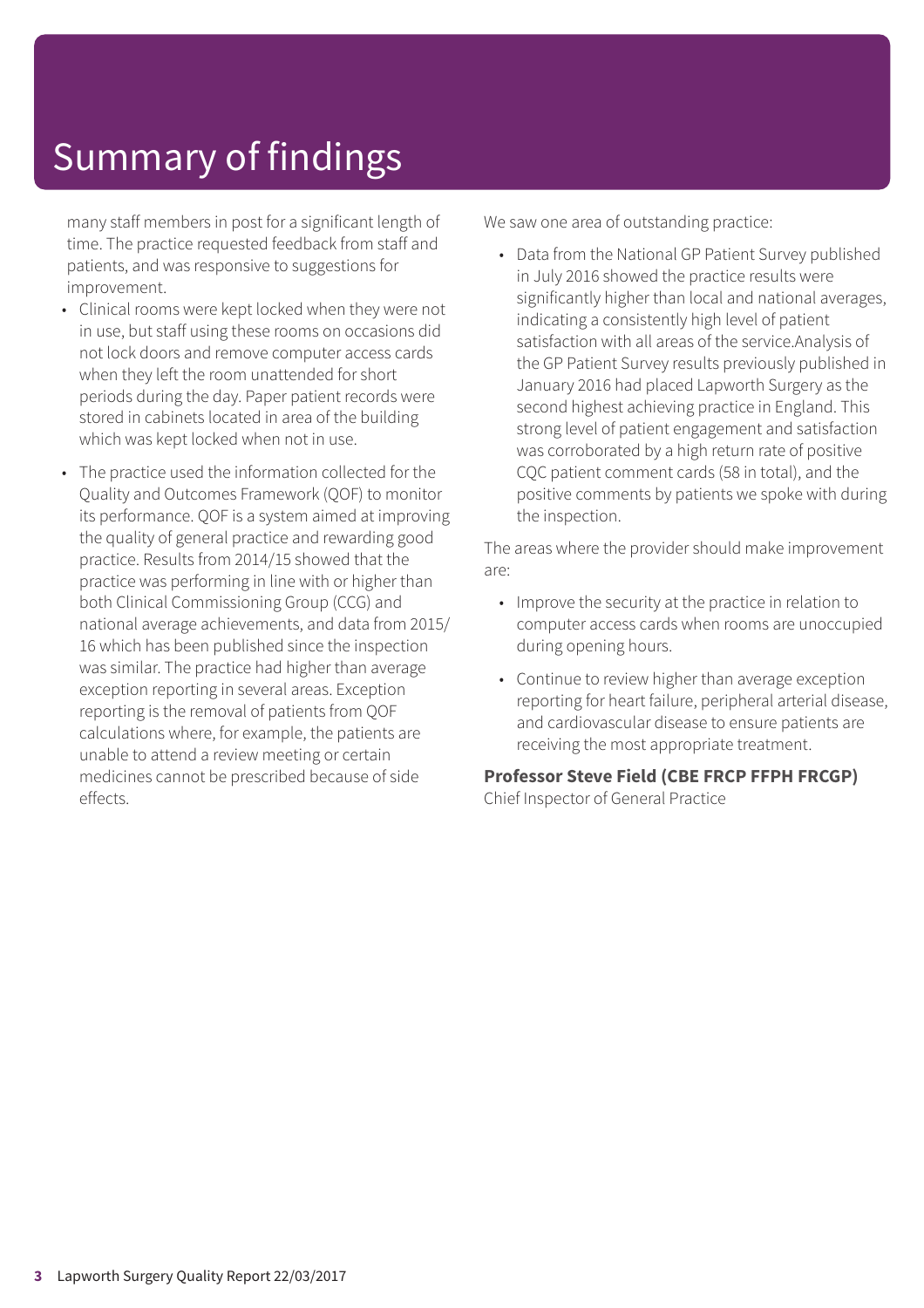# Summary of findings

many staff members in post for a significant length of time. The practice requested feedback from staff and patients, and was responsive to suggestions for improvement.

- Clinical rooms were kept locked when they were not in use, but staff using these rooms on occasions did not lock doors and remove computer access cards when they left the room unattended for short periods during the day. Paper patient records were stored in cabinets located in area of the building which was kept locked when not in use.
- The practice used the information collected for the Quality and Outcomes Framework (QOF) to monitor its performance. QOF is a system aimed at improving the quality of general practice and rewarding good practice. Results from 2014/15 showed that the practice was performing in line with or higher than both Clinical Commissioning Group (CCG) and national average achievements, and data from 2015/16 which has been published since the inspection was similar. The practice had higher than average exception reporting in several areas. Exception reporting is the removal of patients from QOF calculations where, for example, the patients are unable to attend a review meeting or certain medicines cannot be prescribed because of side effects.

We saw one area of outstanding practice:

- Data from the National GP Patient Survey published in July 2016 showed the practice results were significantly higher than local and national averages, indicating a consistently high level of patient satisfaction with all areas of the service.Analysis of the GP Patient Survey results previously published in January 2016 had placed Lapworth Surgery as the second highest achieving practice in England. This strong level of patient engagement and satisfaction was corroborated by a high return rate of positive CQC patient comment cards (58 in total), and the positive comments by patients we spoke with during the inspection.

The areas where the provider should make improvement are:

- Improve the security at the practice in relation to computer access cards when rooms are unoccupied during opening hours.
- Continue to review higher than average exception reporting for heart failure, peripheral arterial disease, and cardiovascular disease to ensure patients are receiving the most appropriate treatment.

**Professor Steve Field (CBE FRCP FFPH FRCGP)**
Chief Inspector of General Practice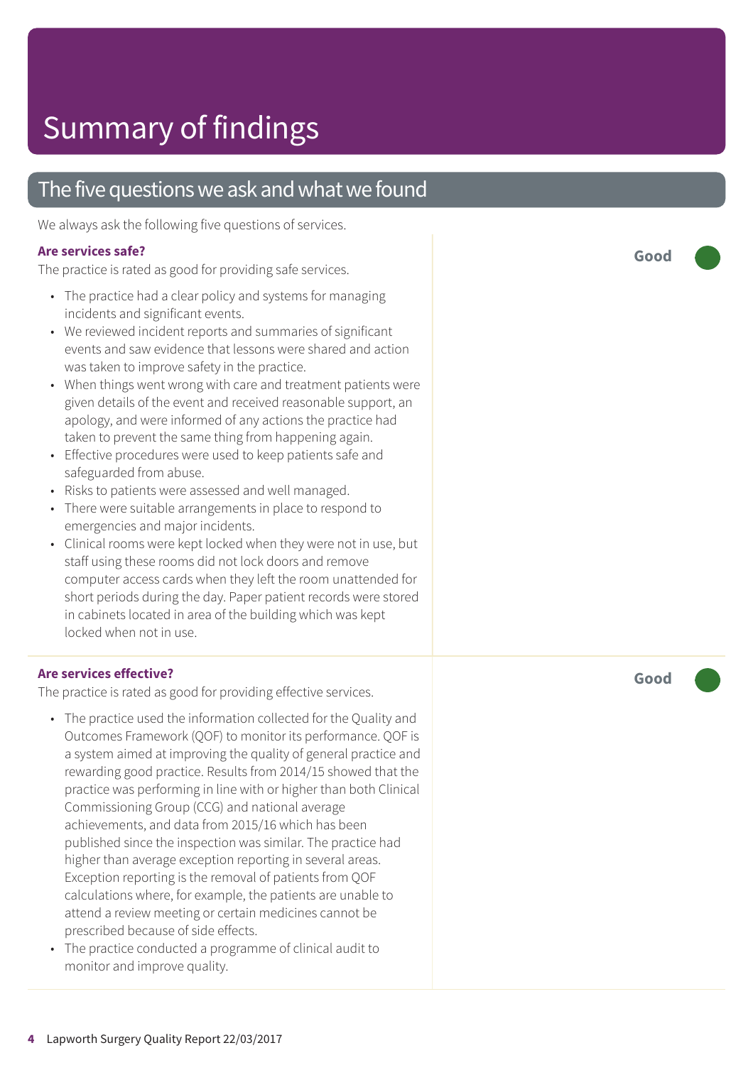# Summary of findings

## The five questions we ask and what we found

We always ask the following five questions of services.

### Are services safe?

**Good**

The practice is rated as good for providing safe services.

- The practice had a clear policy and systems for managing incidents and significant events.
- We reviewed incident reports and summaries of significant events and saw evidence that lessons were shared and action was taken to improve safety in the practice.
- When things went wrong with care and treatment patients were given details of the event and received reasonable support, an apology, and were informed of any actions the practice had taken to prevent the same thing from happening again.
- Effective procedures were used to keep patients safe and safeguarded from abuse.
- Risks to patients were assessed and well managed.
- There were suitable arrangements in place to respond to emergencies and major incidents.
- Clinical rooms were kept locked when they were not in use, but staff using these rooms did not lock doors and remove computer access cards when they left the room unattended for short periods during the day. Paper patient records were stored in cabinets located in area of the building which was kept locked when not in use.

### Are services effective?

**Good**

The practice is rated as good for providing effective services.

- The practice used the information collected for the Quality and Outcomes Framework (QOF) to monitor its performance. QOF is a system aimed at improving the quality of general practice and rewarding good practice. Results from 2014/15 showed that the practice was performing in line with or higher than both Clinical Commissioning Group (CCG) and national average achievements, and data from 2015/16 which has been published since the inspection was similar. The practice had higher than average exception reporting in several areas. Exception reporting is the removal of patients from QOF calculations where, for example, the patients are unable to attend a review meeting or certain medicines cannot be prescribed because of side effects.
- The practice conducted a programme of clinical audit to monitor and improve quality.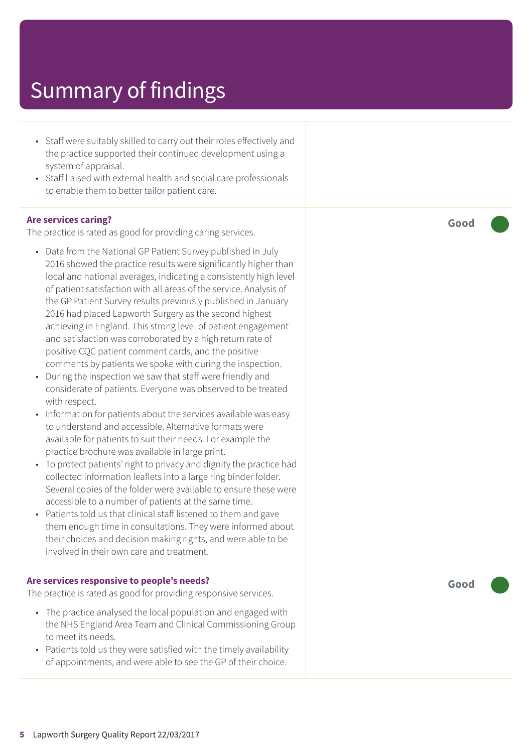# Summary of findings

- Staff were suitably skilled to carry out their roles effectively and the practice supported their continued development using a system of appraisal.
- Staff liaised with external health and social care professionals to enable them to better tailor patient care.

**Are services caring?** **Good**

The practice is rated as good for providing caring services.

- Data from the National GP Patient Survey published in July 2016 showed the practice results were significantly higher than local and national averages, indicating a consistently high level of patient satisfaction with all areas of the service. Analysis of the GP Patient Survey results previously published in January 2016 had placed Lapworth Surgery as the second highest achieving in England. This strong level of patient engagement and satisfaction was corroborated by a high return rate of positive CQC patient comment cards, and the positive comments by patients we spoke with during the inspection.
- During the inspection we saw that staff were friendly and considerate of patients. Everyone was observed to be treated with respect.
- Information for patients about the services available was easy to understand and accessible. Alternative formats were available for patients to suit their needs. For example the practice brochure was available in large print.
- To protect patients' right to privacy and dignity the practice had collected information leaflets into a large ring binder folder. Several copies of the folder were available to ensure these were accessible to a number of patients at the same time.
- Patients told us that clinical staff listened to them and gave them enough time in consultations. They were informed about their choices and decision making rights, and were able to be involved in their own care and treatment.

**Are services responsive to people's needs?** **Good**

The practice is rated as good for providing responsive services.

- The practice analysed the local population and engaged with the NHS England Area Team and Clinical Commissioning Group to meet its needs.
- Patients told us they were satisfied with the timely availability of appointments, and were able to see the GP of their choice.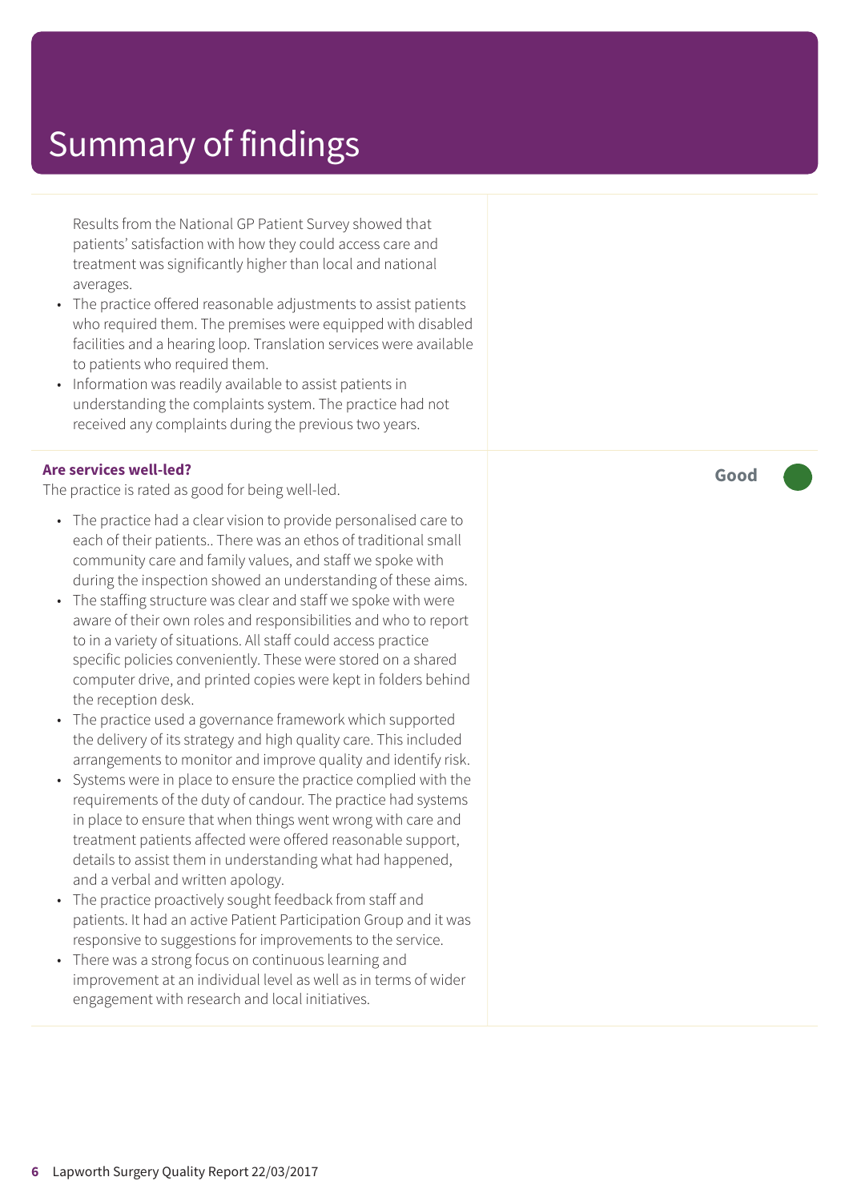# Summary of findings

Results from the National GP Patient Survey showed that patients' satisfaction with how they could access care and treatment was significantly higher than local and national averages.

- The practice offered reasonable adjustments to assist patients who required them. The premises were equipped with disabled facilities and a hearing loop. Translation services were available to patients who required them.
- Information was readily available to assist patients in understanding the complaints system. The practice had not received any complaints during the previous two years.

**Are services well-led?**

The practice is rated as good for being well-led.

**Good**

- The practice had a clear vision to provide personalised care to each of their patients.. There was an ethos of traditional small community care and family values, and staff we spoke with during the inspection showed an understanding of these aims.
- The staffing structure was clear and staff we spoke with were aware of their own roles and responsibilities and who to report to in a variety of situations. All staff could access practice specific policies conveniently. These were stored on a shared computer drive, and printed copies were kept in folders behind the reception desk.
- The practice used a governance framework which supported the delivery of its strategy and high quality care. This included arrangements to monitor and improve quality and identify risk.
- Systems were in place to ensure the practice complied with the requirements of the duty of candour. The practice had systems in place to ensure that when things went wrong with care and treatment patients affected were offered reasonable support, details to assist them in understanding what had happened, and a verbal and written apology.
- The practice proactively sought feedback from staff and patients. It had an active Patient Participation Group and it was responsive to suggestions for improvements to the service.
- There was a strong focus on continuous learning and improvement at an individual level as well as in terms of wider engagement with research and local initiatives.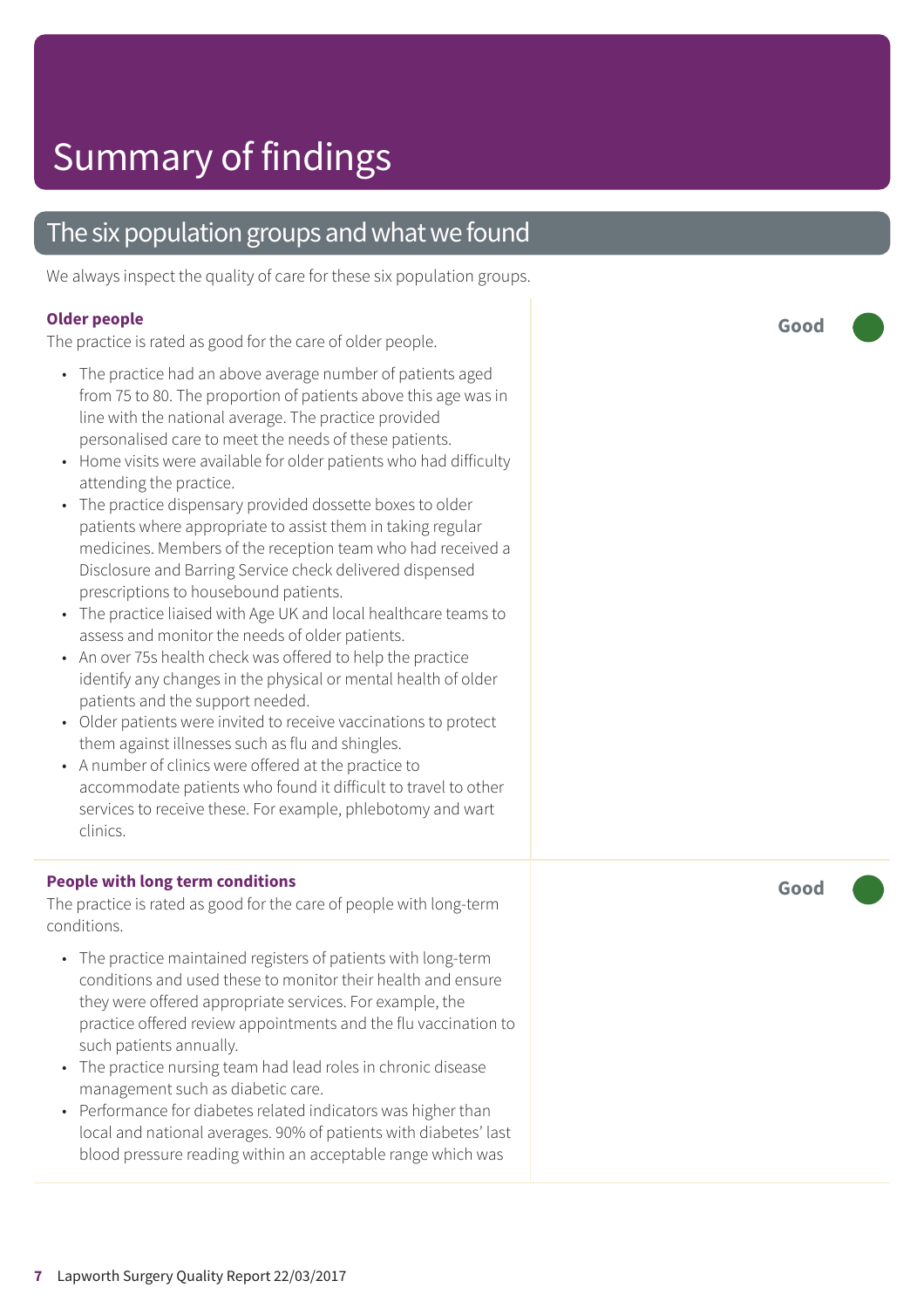# Summary of findings

## The six population groups and what we found

We always inspect the quality of care for these six population groups.

**Older people**

**Good**

The practice is rated as good for the care of older people.

- The practice had an above average number of patients aged from 75 to 80. The proportion of patients above this age was in line with the national average. The practice provided personalised care to meet the needs of these patients.
- Home visits were available for older patients who had difficulty attending the practice.
- The practice dispensary provided dossette boxes to older patients where appropriate to assist them in taking regular medicines. Members of the reception team who had received a Disclosure and Barring Service check delivered dispensed prescriptions to housebound patients.
- The practice liaised with Age UK and local healthcare teams to assess and monitor the needs of older patients.
- An over 75s health check was offered to help the practice identify any changes in the physical or mental health of older patients and the support needed.
- Older patients were invited to receive vaccinations to protect them against illnesses such as flu and shingles.
- A number of clinics were offered at the practice to accommodate patients who found it difficult to travel to other services to receive these. For example, phlebotomy and wart clinics.

**People with long term conditions**

**Good**

The practice is rated as good for the care of people with long-term conditions.

- The practice maintained registers of patients with long-term conditions and used these to monitor their health and ensure they were offered appropriate services. For example, the practice offered review appointments and the flu vaccination to such patients annually.
- The practice nursing team had lead roles in chronic disease management such as diabetic care.
- Performance for diabetes related indicators was higher than local and national averages. 90% of patients with diabetes' last blood pressure reading within an acceptable range which was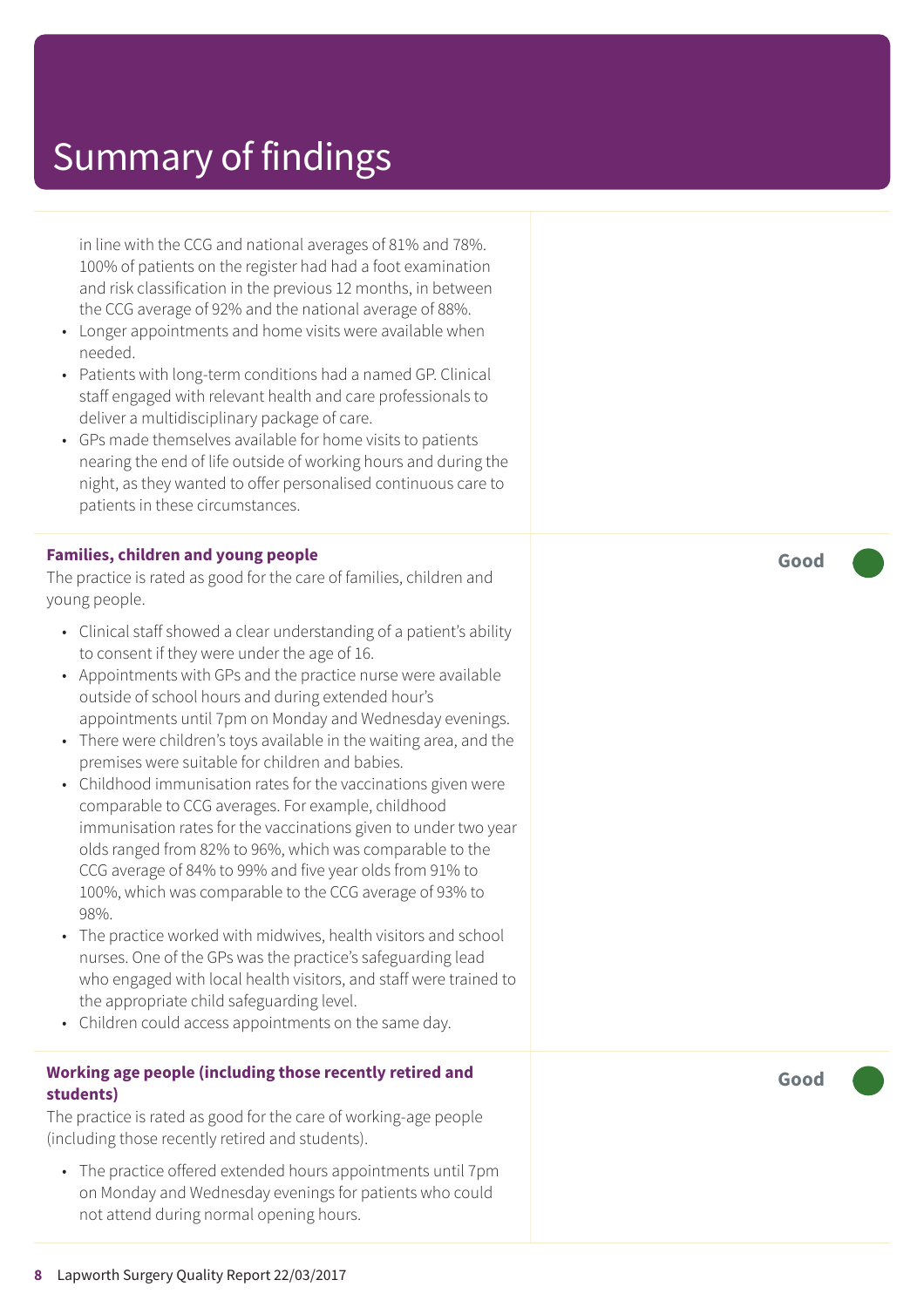# Summary of findings

in line with the CCG and national averages of 81% and 78%. 100% of patients on the register had had a foot examination and risk classification in the previous 12 months, in between the CCG average of 92% and the national average of 88%.

- Longer appointments and home visits were available when needed.
- Patients with long-term conditions had a named GP. Clinical staff engaged with relevant health and care professionals to deliver a multidisciplinary package of care.
- GPs made themselves available for home visits to patients nearing the end of life outside of working hours and during the night, as they wanted to offer personalised continuous care to patients in these circumstances.

**Families, children and young people** — **Good**

The practice is rated as good for the care of families, children and young people.

- Clinical staff showed a clear understanding of a patient's ability to consent if they were under the age of 16.
- Appointments with GPs and the practice nurse were available outside of school hours and during extended hour's appointments until 7pm on Monday and Wednesday evenings.
- There were children's toys available in the waiting area, and the premises were suitable for children and babies.
- Childhood immunisation rates for the vaccinations given were comparable to CCG averages. For example, childhood immunisation rates for the vaccinations given to under two year olds ranged from 82% to 96%, which was comparable to the CCG average of 84% to 99% and five year olds from 91% to 100%, which was comparable to the CCG average of 93% to 98%.
- The practice worked with midwives, health visitors and school nurses. One of the GPs was the practice's safeguarding lead who engaged with local health visitors, and staff were trained to the appropriate child safeguarding level.
- Children could access appointments on the same day.

**Working age people (including those recently retired and students)** — **Good**

The practice is rated as good for the care of working-age people (including those recently retired and students).

- The practice offered extended hours appointments until 7pm on Monday and Wednesday evenings for patients who could not attend during normal opening hours.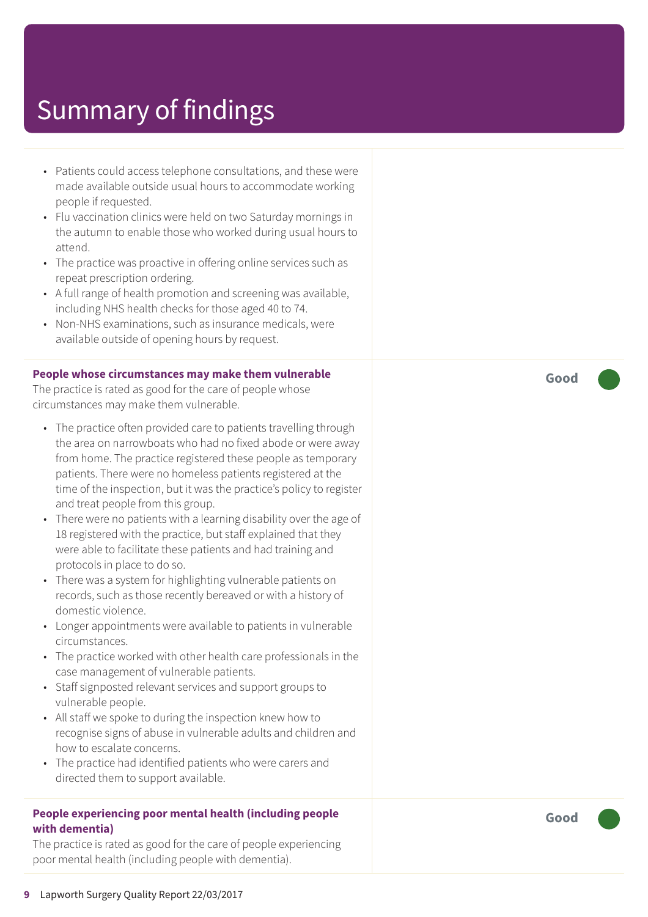# Summary of findings

- Patients could access telephone consultations, and these were made available outside usual hours to accommodate working people if requested.
- Flu vaccination clinics were held on two Saturday mornings in the autumn to enable those who worked during usual hours to attend.
- The practice was proactive in offering online services such as repeat prescription ordering.
- A full range of health promotion and screening was available, including NHS health checks for those aged 40 to 74.
- Non-NHS examinations, such as insurance medicals, were available outside of opening hours by request.

**People whose circumstances may make them vulnerable** — **Good**

The practice is rated as good for the care of people whose circumstances may make them vulnerable.

- The practice often provided care to patients travelling through the area on narrowboats who had no fixed abode or were away from home. The practice registered these people as temporary patients. There were no homeless patients registered at the time of the inspection, but it was the practice's policy to register and treat people from this group.
- There were no patients with a learning disability over the age of 18 registered with the practice, but staff explained that they were able to facilitate these patients and had training and protocols in place to do so.
- There was a system for highlighting vulnerable patients on records, such as those recently bereaved or with a history of domestic violence.
- Longer appointments were available to patients in vulnerable circumstances.
- The practice worked with other health care professionals in the case management of vulnerable patients.
- Staff signposted relevant services and support groups to vulnerable people.
- All staff we spoke to during the inspection knew how to recognise signs of abuse in vulnerable adults and children and how to escalate concerns.
- The practice had identified patients who were carers and directed them to support available.

**People experiencing poor mental health (including people with dementia)** — **Good**

The practice is rated as good for the care of people experiencing poor mental health (including people with dementia).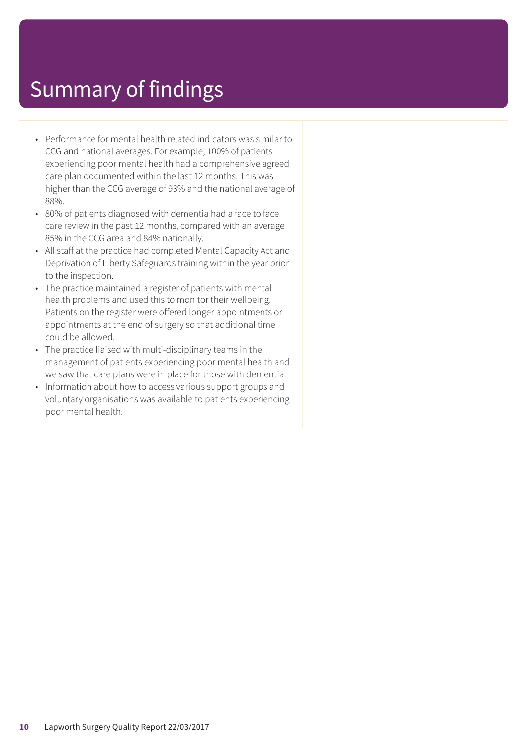# Summary of findings

- Performance for mental health related indicators was similar to CCG and national averages. For example, 100% of patients experiencing poor mental health had a comprehensive agreed care plan documented within the last 12 months. This was higher than the CCG average of 93% and the national average of 88%.
- 80% of patients diagnosed with dementia had a face to face care review in the past 12 months, compared with an average 85% in the CCG area and 84% nationally.
- All staff at the practice had completed Mental Capacity Act and Deprivation of Liberty Safeguards training within the year prior to the inspection.
- The practice maintained a register of patients with mental health problems and used this to monitor their wellbeing. Patients on the register were offered longer appointments or appointments at the end of surgery so that additional time could be allowed.
- The practice liaised with multi-disciplinary teams in the management of patients experiencing poor mental health and we saw that care plans were in place for those with dementia.
- Information about how to access various support groups and voluntary organisations was available to patients experiencing poor mental health.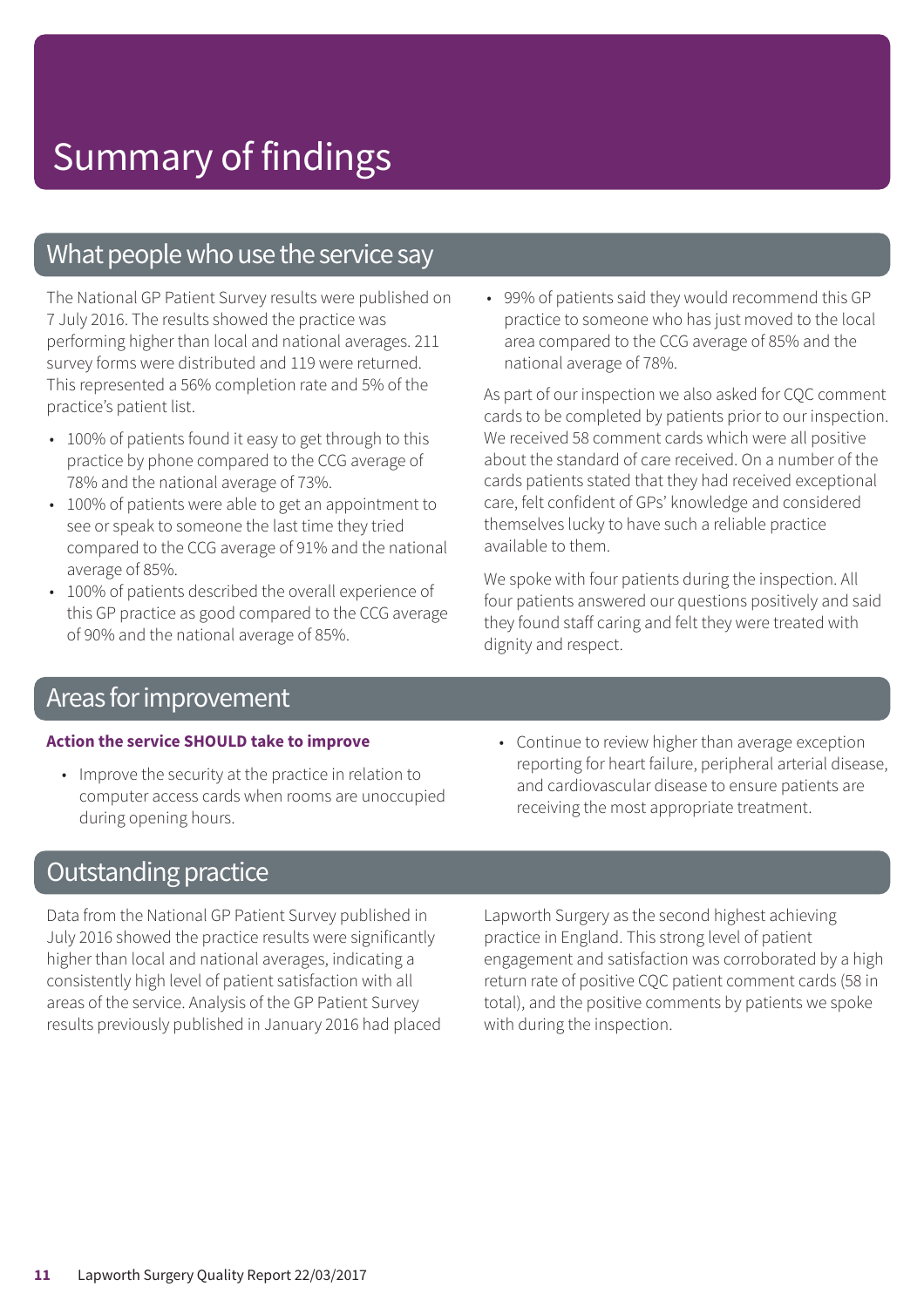# Summary of findings

## What people who use the service say

The National GP Patient Survey results were published on 7 July 2016. The results showed the practice was performing higher than local and national averages. 211 survey forms were distributed and 119 were returned. This represented a 56% completion rate and 5% of the practice's patient list.

- 100% of patients found it easy to get through to this practice by phone compared to the CCG average of 78% and the national average of 73%.
- 100% of patients were able to get an appointment to see or speak to someone the last time they tried compared to the CCG average of 91% and the national average of 85%.
- 100% of patients described the overall experience of this GP practice as good compared to the CCG average of 90% and the national average of 85%.
- 99% of patients said they would recommend this GP practice to someone who has just moved to the local area compared to the CCG average of 85% and the national average of 78%.

As part of our inspection we also asked for CQC comment cards to be completed by patients prior to our inspection. We received 58 comment cards which were all positive about the standard of care received. On a number of the cards patients stated that they had received exceptional care, felt confident of GPs' knowledge and considered themselves lucky to have such a reliable practice available to them.

We spoke with four patients during the inspection. All four patients answered our questions positively and said they found staff caring and felt they were treated with dignity and respect.

## Areas for improvement

**Action the service SHOULD take to improve**

- Improve the security at the practice in relation to computer access cards when rooms are unoccupied during opening hours.
- Continue to review higher than average exception reporting for heart failure, peripheral arterial disease, and cardiovascular disease to ensure patients are receiving the most appropriate treatment.

## Outstanding practice

Data from the National GP Patient Survey published in July 2016 showed the practice results were significantly higher than local and national averages, indicating a consistently high level of patient satisfaction with all areas of the service. Analysis of the GP Patient Survey results previously published in January 2016 had placed Lapworth Surgery as the second highest achieving practice in England. This strong level of patient engagement and satisfaction was corroborated by a high return rate of positive CQC patient comment cards (58 in total), and the positive comments by patients we spoke with during the inspection.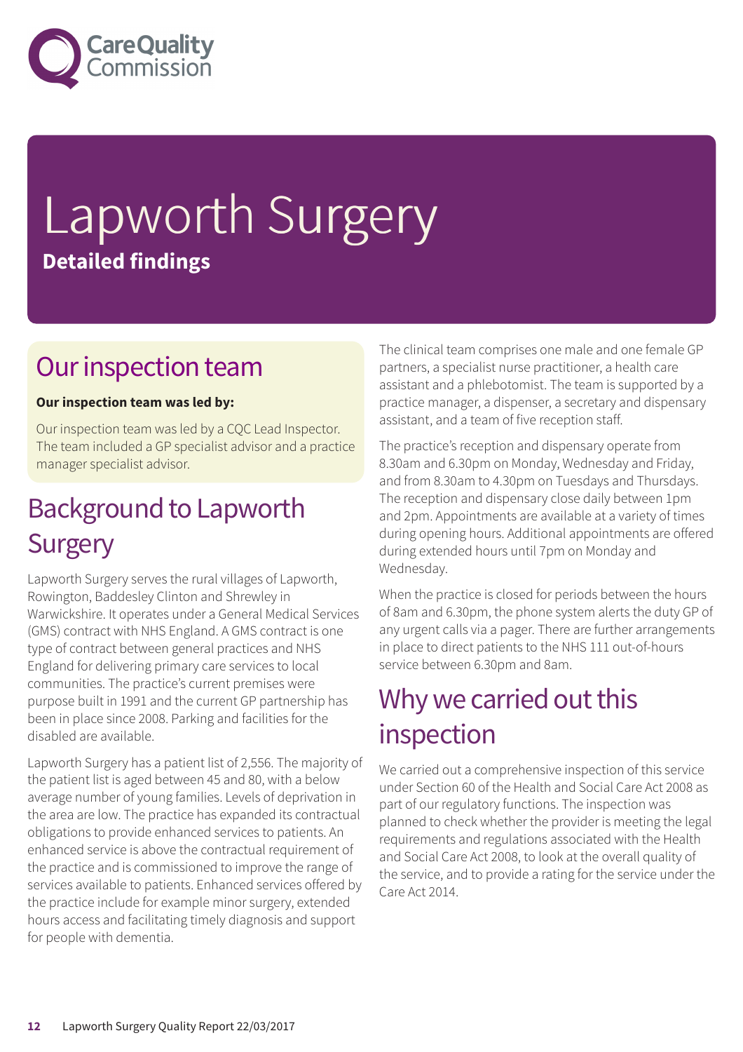# Lapworth Surgery

**Detailed findings**

## Our inspection team

**Our inspection team was led by:**

Our inspection team was led by a CQC Lead Inspector. The team included a GP specialist advisor and a practice manager specialist advisor.

## Background to Lapworth Surgery

Lapworth Surgery serves the rural villages of Lapworth, Rowington, Baddesley Clinton and Shrewley in Warwickshire. It operates under a General Medical Services (GMS) contract with NHS England. A GMS contract is one type of contract between general practices and NHS England for delivering primary care services to local communities. The practice's current premises were purpose built in 1991 and the current GP partnership has been in place since 2008. Parking and facilities for the disabled are available.

Lapworth Surgery has a patient list of 2,556. The majority of the patient list is aged between 45 and 80, with a below average number of young families. Levels of deprivation in the area are low. The practice has expanded its contractual obligations to provide enhanced services to patients. An enhanced service is above the contractual requirement of the practice and is commissioned to improve the range of services available to patients. Enhanced services offered by the practice include for example minor surgery, extended hours access and facilitating timely diagnosis and support for people with dementia.

The clinical team comprises one male and one female GP partners, a specialist nurse practitioner, a health care assistant and a phlebotomist. The team is supported by a practice manager, a dispenser, a secretary and dispensary assistant, and a team of five reception staff.

The practice's reception and dispensary operate from 8.30am and 6.30pm on Monday, Wednesday and Friday, and from 8.30am to 4.30pm on Tuesdays and Thursdays. The reception and dispensary close daily between 1pm and 2pm. Appointments are available at a variety of times during opening hours. Additional appointments are offered during extended hours until 7pm on Monday and Wednesday.

When the practice is closed for periods between the hours of 8am and 6.30pm, the phone system alerts the duty GP of any urgent calls via a pager. There are further arrangements in place to direct patients to the NHS 111 out-of-hours service between 6.30pm and 8am.

## Why we carried out this inspection

We carried out a comprehensive inspection of this service under Section 60 of the Health and Social Care Act 2008 as part of our regulatory functions. The inspection was planned to check whether the provider is meeting the legal requirements and regulations associated with the Health and Social Care Act 2008, to look at the overall quality of the service, and to provide a rating for the service under the Care Act 2014.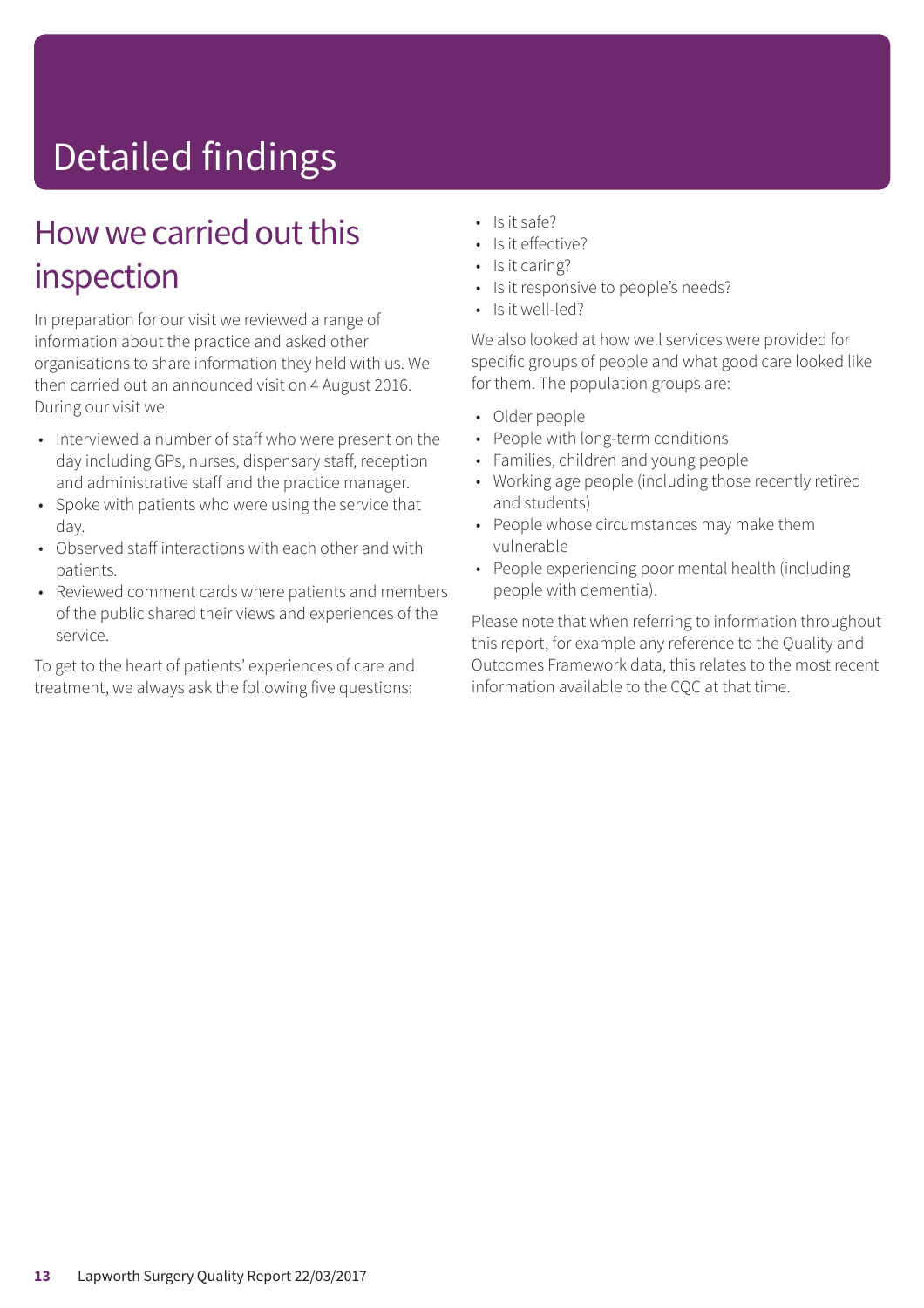# Detailed findings

## How we carried out this inspection

In preparation for our visit we reviewed a range of information about the practice and asked other organisations to share information they held with us. We then carried out an announced visit on 4 August 2016. During our visit we:

- Interviewed a number of staff who were present on the day including GPs, nurses, dispensary staff, reception and administrative staff and the practice manager.
- Spoke with patients who were using the service that day.
- Observed staff interactions with each other and with patients.
- Reviewed comment cards where patients and members of the public shared their views and experiences of the service.

To get to the heart of patients' experiences of care and treatment, we always ask the following five questions:

- Is it safe?
- Is it effective?
- Is it caring?
- Is it responsive to people's needs?
- Is it well-led?

We also looked at how well services were provided for specific groups of people and what good care looked like for them. The population groups are:

- Older people
- People with long-term conditions
- Families, children and young people
- Working age people (including those recently retired and students)
- People whose circumstances may make them vulnerable
- People experiencing poor mental health (including people with dementia).

Please note that when referring to information throughout this report, for example any reference to the Quality and Outcomes Framework data, this relates to the most recent information available to the CQC at that time.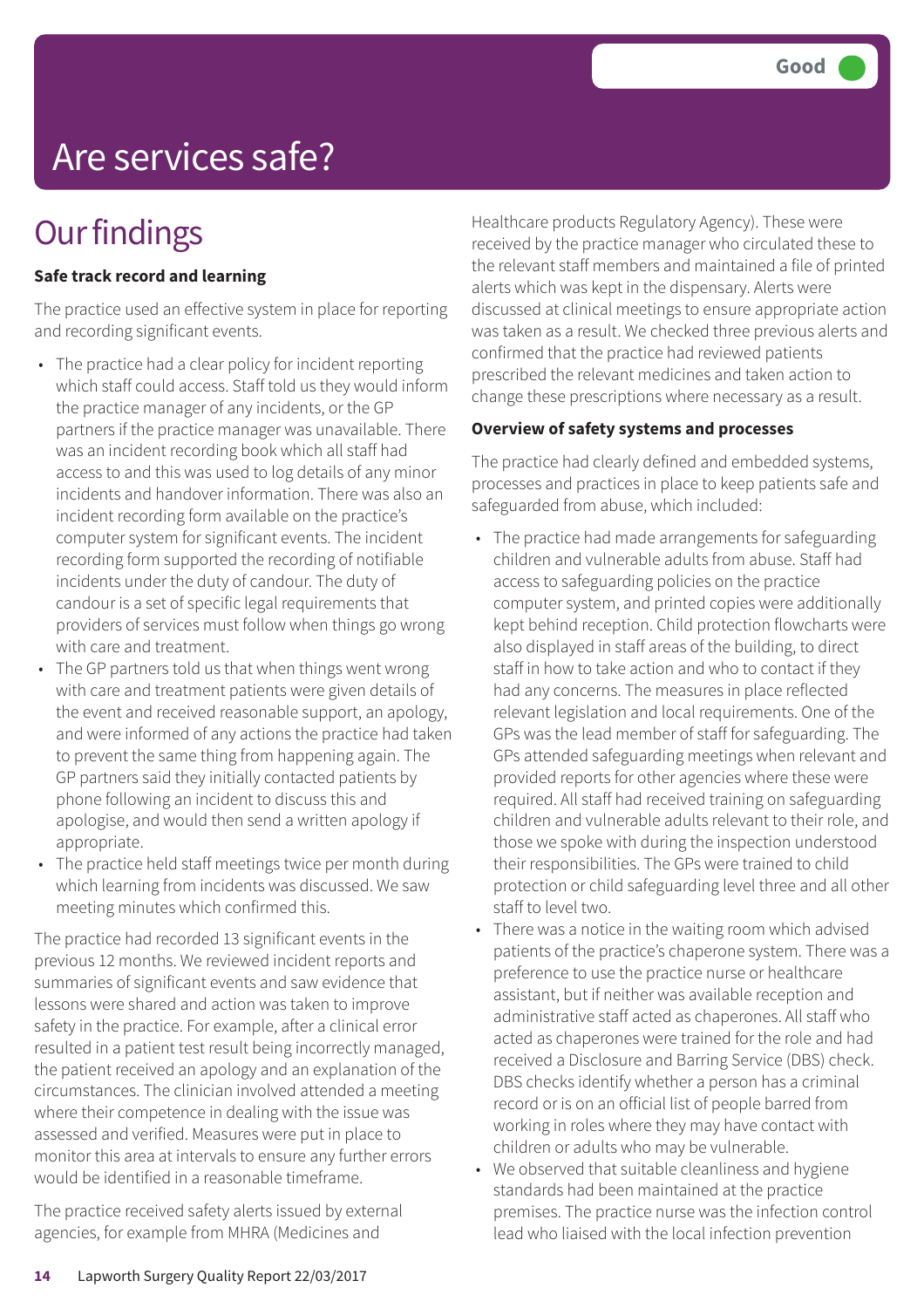Good

# Are services safe?

## Our findings

**Safe track record and learning**

The practice used an effective system in place for reporting and recording significant events.

- The practice had a clear policy for incident reporting which staff could access. Staff told us they would inform the practice manager of any incidents, or the GP partners if the practice manager was unavailable. There was an incident recording book which all staff had access to and this was used to log details of any minor incidents and handover information. There was also an incident recording form available on the practice's computer system for significant events. The incident recording form supported the recording of notifiable incidents under the duty of candour. The duty of candour is a set of specific legal requirements that providers of services must follow when things go wrong with care and treatment.
- The GP partners told us that when things went wrong with care and treatment patients were given details of the event and received reasonable support, an apology, and were informed of any actions the practice had taken to prevent the same thing from happening again. The GP partners said they initially contacted patients by phone following an incident to discuss this and apologise, and would then send a written apology if appropriate.
- The practice held staff meetings twice per month during which learning from incidents was discussed. We saw meeting minutes which confirmed this.

The practice had recorded 13 significant events in the previous 12 months. We reviewed incident reports and summaries of significant events and saw evidence that lessons were shared and action was taken to improve safety in the practice. For example, after a clinical error resulted in a patient test result being incorrectly managed, the patient received an apology and an explanation of the circumstances. The clinician involved attended a meeting where their competence in dealing with the issue was assessed and verified. Measures were put in place to monitor this area at intervals to ensure any further errors would be identified in a reasonable timeframe.

The practice received safety alerts issued by external agencies, for example from MHRA (Medicines and Healthcare products Regulatory Agency). These were received by the practice manager who circulated these to the relevant staff members and maintained a file of printed alerts which was kept in the dispensary. Alerts were discussed at clinical meetings to ensure appropriate action was taken as a result. We checked three previous alerts and confirmed that the practice had reviewed patients prescribed the relevant medicines and taken action to change these prescriptions where necessary as a result.

**Overview of safety systems and processes**

The practice had clearly defined and embedded systems, processes and practices in place to keep patients safe and safeguarded from abuse, which included:

- The practice had made arrangements for safeguarding children and vulnerable adults from abuse. Staff had access to safeguarding policies on the practice computer system, and printed copies were additionally kept behind reception. Child protection flowcharts were also displayed in staff areas of the building, to direct staff in how to take action and who to contact if they had any concerns. The measures in place reflected relevant legislation and local requirements. One of the GPs was the lead member of staff for safeguarding. The GPs attended safeguarding meetings when relevant and provided reports for other agencies where these were required. All staff had received training on safeguarding children and vulnerable adults relevant to their role, and those we spoke with during the inspection understood their responsibilities. The GPs were trained to child protection or child safeguarding level three and all other staff to level two.
- There was a notice in the waiting room which advised patients of the practice's chaperone system. There was a preference to use the practice nurse or healthcare assistant, but if neither was available reception and administrative staff acted as chaperones. All staff who acted as chaperones were trained for the role and had received a Disclosure and Barring Service (DBS) check. DBS checks identify whether a person has a criminal record or is on an official list of people barred from working in roles where they may have contact with children or adults who may be vulnerable.
- We observed that suitable cleanliness and hygiene standards had been maintained at the practice premises. The practice nurse was the infection control lead who liaised with the local infection prevention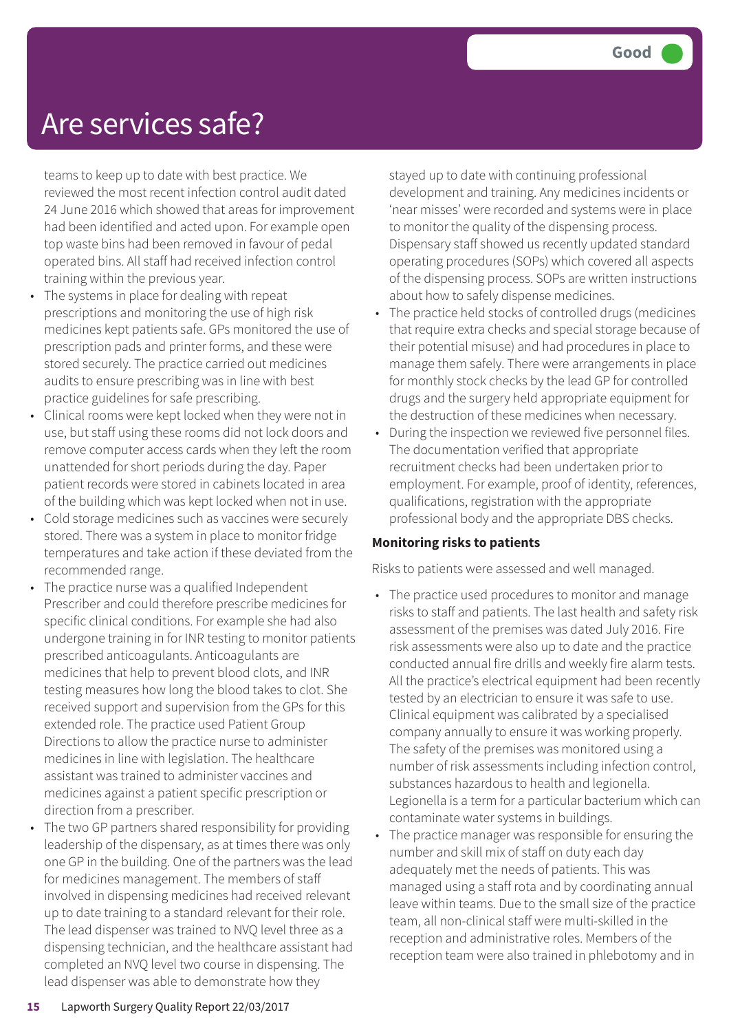# Are services safe?

**Good**

teams to keep up to date with best practice. We reviewed the most recent infection control audit dated 24 June 2016 which showed that areas for improvement had been identified and acted upon. For example open top waste bins had been removed in favour of pedal operated bins. All staff had received infection control training within the previous year.

- The systems in place for dealing with repeat prescriptions and monitoring the use of high risk medicines kept patients safe. GPs monitored the use of prescription pads and printer forms, and these were stored securely. The practice carried out medicines audits to ensure prescribing was in line with best practice guidelines for safe prescribing.
- Clinical rooms were kept locked when they were not in use, but staff using these rooms did not lock doors and remove computer access cards when they left the room unattended for short periods during the day. Paper patient records were stored in cabinets located in area of the building which was kept locked when not in use.
- Cold storage medicines such as vaccines were securely stored. There was a system in place to monitor fridge temperatures and take action if these deviated from the recommended range.
- The practice nurse was a qualified Independent Prescriber and could therefore prescribe medicines for specific clinical conditions. For example she had also undergone training in for INR testing to monitor patients prescribed anticoagulants. Anticoagulants are medicines that help to prevent blood clots, and INR testing measures how long the blood takes to clot. She received support and supervision from the GPs for this extended role. The practice used Patient Group Directions to allow the practice nurse to administer medicines in line with legislation. The healthcare assistant was trained to administer vaccines and medicines against a patient specific prescription or direction from a prescriber.
- The two GP partners shared responsibility for providing leadership of the dispensary, as at times there was only one GP in the building. One of the partners was the lead for medicines management. The members of staff involved in dispensing medicines had received relevant up to date training to a standard relevant for their role. The lead dispenser was trained to NVQ level three as a dispensing technician, and the healthcare assistant had completed an NVQ level two course in dispensing. The lead dispenser was able to demonstrate how they stayed up to date with continuing professional development and training. Any medicines incidents or 'near misses' were recorded and systems were in place to monitor the quality of the dispensing process. Dispensary staff showed us recently updated standard operating procedures (SOPs) which covered all aspects of the dispensing process. SOPs are written instructions about how to safely dispense medicines.
- The practice held stocks of controlled drugs (medicines that require extra checks and special storage because of their potential misuse) and had procedures in place to manage them safely. There were arrangements in place for monthly stock checks by the lead GP for controlled drugs and the surgery held appropriate equipment for the destruction of these medicines when necessary.
- During the inspection we reviewed five personnel files. The documentation verified that appropriate recruitment checks had been undertaken prior to employment. For example, proof of identity, references, qualifications, registration with the appropriate professional body and the appropriate DBS checks.

**Monitoring risks to patients**

Risks to patients were assessed and well managed.

- The practice used procedures to monitor and manage risks to staff and patients. The last health and safety risk assessment of the premises was dated July 2016. Fire risk assessments were also up to date and the practice conducted annual fire drills and weekly fire alarm tests. All the practice's electrical equipment had been recently tested by an electrician to ensure it was safe to use. Clinical equipment was calibrated by a specialised company annually to ensure it was working properly. The safety of the premises was monitored using a number of risk assessments including infection control, substances hazardous to health and legionella. Legionella is a term for a particular bacterium which can contaminate water systems in buildings.
- The practice manager was responsible for ensuring the number and skill mix of staff on duty each day adequately met the needs of patients. This was managed using a staff rota and by coordinating annual leave within teams. Due to the small size of the practice team, all non-clinical staff were multi-skilled in the reception and administrative roles. Members of the reception team were also trained in phlebotomy and in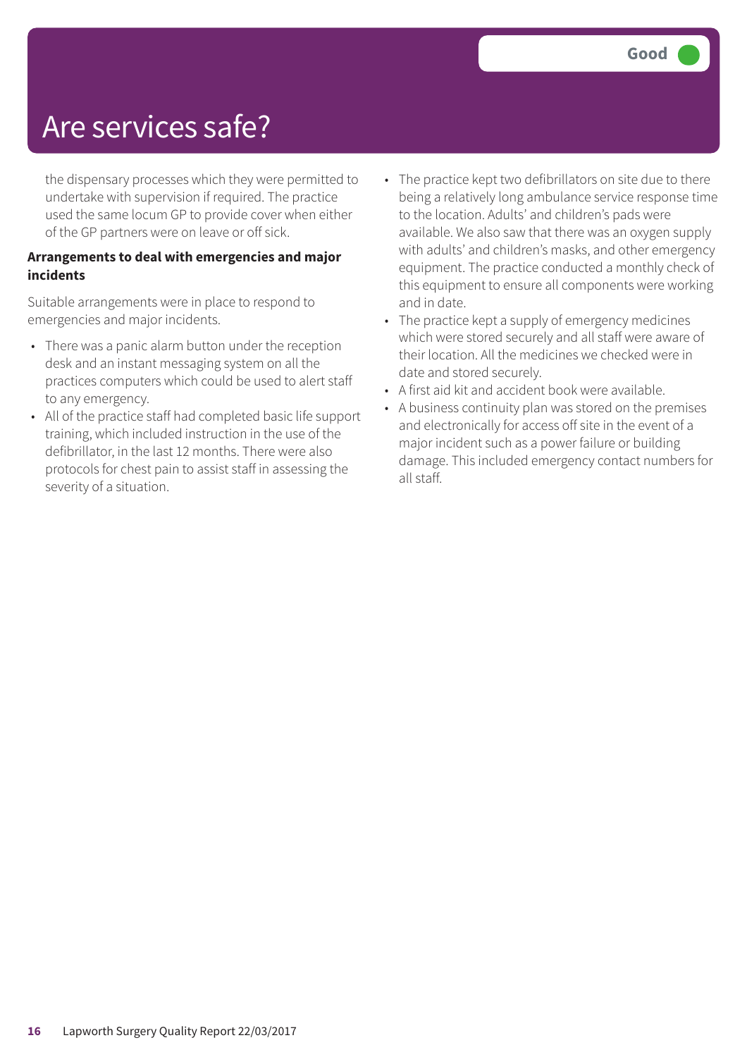# Are services safe?

**Good**

the dispensary processes which they were permitted to undertake with supervision if required. The practice used the same locum GP to provide cover when either of the GP partners were on leave or off sick.

**Arrangements to deal with emergencies and major incidents**

Suitable arrangements were in place to respond to emergencies and major incidents.

- There was a panic alarm button under the reception desk and an instant messaging system on all the practices computers which could be used to alert staff to any emergency.
- All of the practice staff had completed basic life support training, which included instruction in the use of the defibrillator, in the last 12 months. There were also protocols for chest pain to assist staff in assessing the severity of a situation.
- The practice kept two defibrillators on site due to there being a relatively long ambulance service response time to the location. Adults' and children's pads were available. We also saw that there was an oxygen supply with adults' and children's masks, and other emergency equipment. The practice conducted a monthly check of this equipment to ensure all components were working and in date.
- The practice kept a supply of emergency medicines which were stored securely and all staff were aware of their location. All the medicines we checked were in date and stored securely.
- A first aid kit and accident book were available.
- A business continuity plan was stored on the premises and electronically for access off site in the event of a major incident such as a power failure or building damage. This included emergency contact numbers for all staff.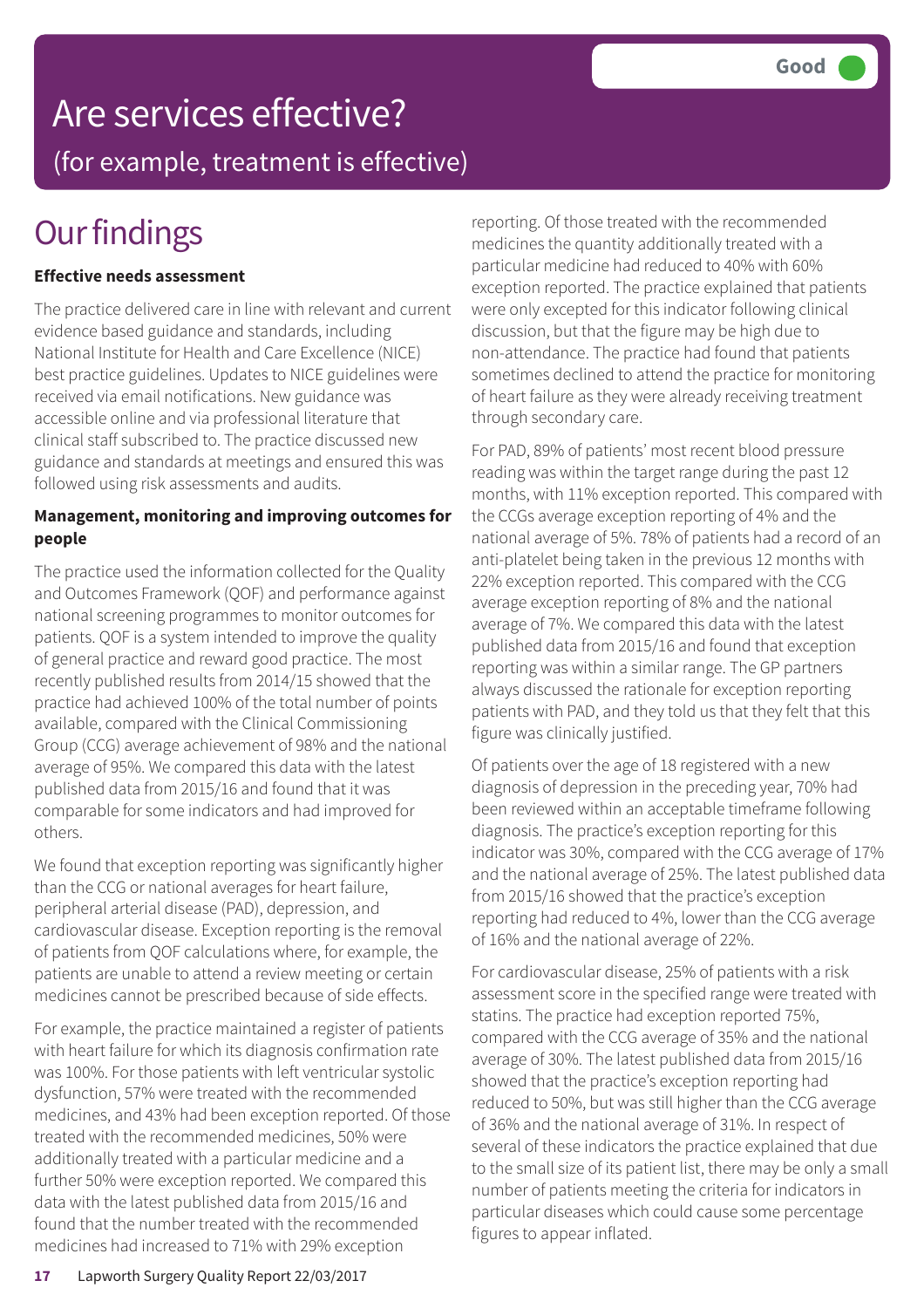Good

# Are services effective?

(for example, treatment is effective)

## Our findings

**Effective needs assessment**

The practice delivered care in line with relevant and current evidence based guidance and standards, including National Institute for Health and Care Excellence (NICE) best practice guidelines. Updates to NICE guidelines were received via email notifications. New guidance was accessible online and via professional literature that clinical staff subscribed to. The practice discussed new guidance and standards at meetings and ensured this was followed using risk assessments and audits.

**Management, monitoring and improving outcomes for people**

The practice used the information collected for the Quality and Outcomes Framework (QOF) and performance against national screening programmes to monitor outcomes for patients. QOF is a system intended to improve the quality of general practice and reward good practice. The most recently published results from 2014/15 showed that the practice had achieved 100% of the total number of points available, compared with the Clinical Commissioning Group (CCG) average achievement of 98% and the national average of 95%. We compared this data with the latest published data from 2015/16 and found that it was comparable for some indicators and had improved for others.

We found that exception reporting was significantly higher than the CCG or national averages for heart failure, peripheral arterial disease (PAD), depression, and cardiovascular disease. Exception reporting is the removal of patients from QOF calculations where, for example, the patients are unable to attend a review meeting or certain medicines cannot be prescribed because of side effects.

For example, the practice maintained a register of patients with heart failure for which its diagnosis confirmation rate was 100%. For those patients with left ventricular systolic dysfunction, 57% were treated with the recommended medicines, and 43% had been exception reported. Of those treated with the recommended medicines, 50% were additionally treated with a particular medicine and a further 50% were exception reported. We compared this data with the latest published data from 2015/16 and found that the number treated with the recommended medicines had increased to 71% with 29% exception reporting. Of those treated with the recommended medicines the quantity additionally treated with a particular medicine had reduced to 40% with 60% exception reported. The practice explained that patients were only excepted for this indicator following clinical discussion, but that the figure may be high due to non-attendance. The practice had found that patients sometimes declined to attend the practice for monitoring of heart failure as they were already receiving treatment through secondary care.

For PAD, 89% of patients' most recent blood pressure reading was within the target range during the past 12 months, with 11% exception reported. This compared with the CCGs average exception reporting of 4% and the national average of 5%. 78% of patients had a record of an anti-platelet being taken in the previous 12 months with 22% exception reported. This compared with the CCG average exception reporting of 8% and the national average of 7%. We compared this data with the latest published data from 2015/16 and found that exception reporting was within a similar range. The GP partners always discussed the rationale for exception reporting patients with PAD, and they told us that they felt that this figure was clinically justified.

Of patients over the age of 18 registered with a new diagnosis of depression in the preceding year, 70% had been reviewed within an acceptable timeframe following diagnosis. The practice's exception reporting for this indicator was 30%, compared with the CCG average of 17% and the national average of 25%. The latest published data from 2015/16 showed that the practice's exception reporting had reduced to 4%, lower than the CCG average of 16% and the national average of 22%.

For cardiovascular disease, 25% of patients with a risk assessment score in the specified range were treated with statins. The practice had exception reported 75%, compared with the CCG average of 35% and the national average of 30%. The latest published data from 2015/16 showed that the practice's exception reporting had reduced to 50%, but was still higher than the CCG average of 36% and the national average of 31%. In respect of several of these indicators the practice explained that due to the small size of its patient list, there may be only a small number of patients meeting the criteria for indicators in particular diseases which could cause some percentage figures to appear inflated.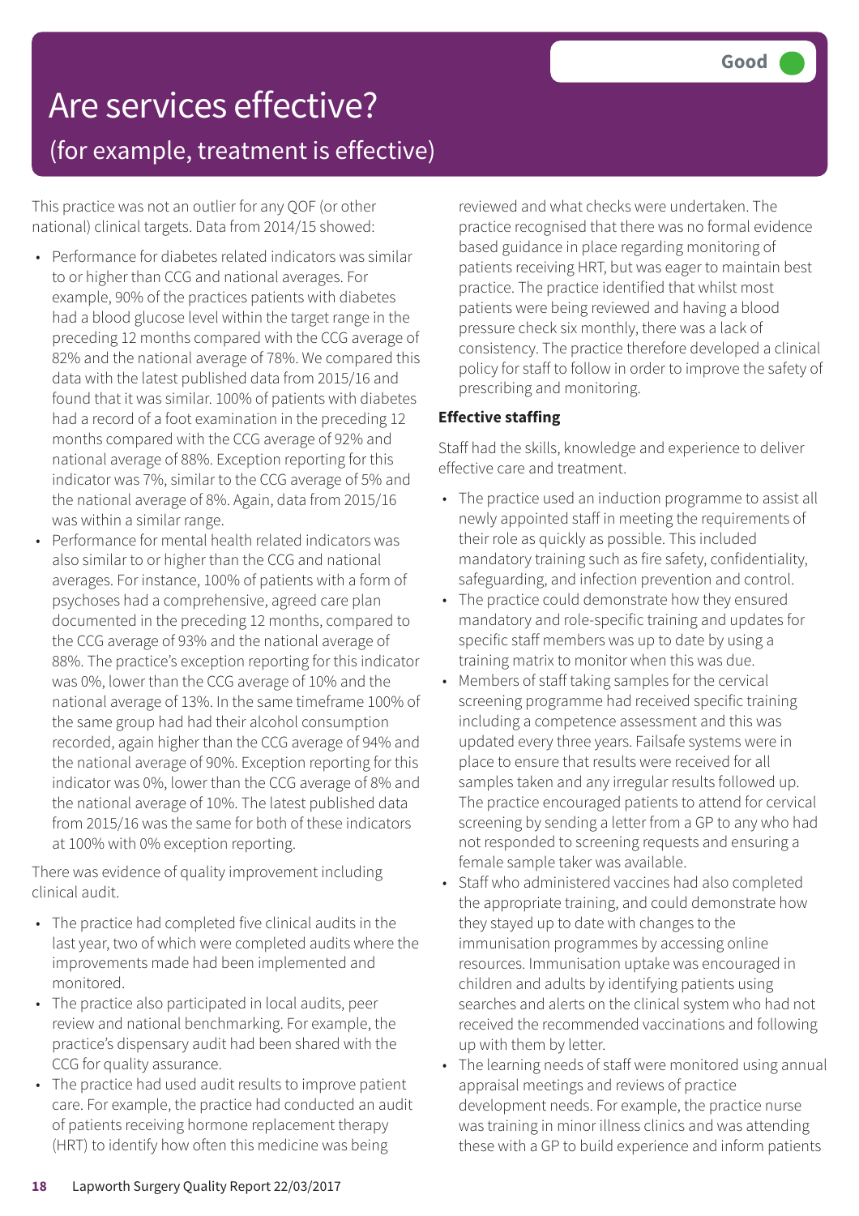# Are services effective?

## (for example, treatment is effective)

Good

This practice was not an outlier for any QOF (or other national) clinical targets. Data from 2014/15 showed:

- Performance for diabetes related indicators was similar to or higher than CCG and national averages. For example, 90% of the practices patients with diabetes had a blood glucose level within the target range in the preceding 12 months compared with the CCG average of 82% and the national average of 78%. We compared this data with the latest published data from 2015/16 and found that it was similar. 100% of patients with diabetes had a record of a foot examination in the preceding 12 months compared with the CCG average of 92% and national average of 88%. Exception reporting for this indicator was 7%, similar to the CCG average of 5% and the national average of 8%. Again, data from 2015/16 was within a similar range.
- Performance for mental health related indicators was also similar to or higher than the CCG and national averages. For instance, 100% of patients with a form of psychoses had a comprehensive, agreed care plan documented in the preceding 12 months, compared to the CCG average of 93% and the national average of 88%. The practice's exception reporting for this indicator was 0%, lower than the CCG average of 10% and the national average of 13%. In the same timeframe 100% of the same group had had their alcohol consumption recorded, again higher than the CCG average of 94% and the national average of 90%. Exception reporting for this indicator was 0%, lower than the CCG average of 8% and the national average of 10%. The latest published data from 2015/16 was the same for both of these indicators at 100% with 0% exception reporting.

There was evidence of quality improvement including clinical audit.

- The practice had completed five clinical audits in the last year, two of which were completed audits where the improvements made had been implemented and monitored.
- The practice also participated in local audits, peer review and national benchmarking. For example, the practice's dispensary audit had been shared with the CCG for quality assurance.
- The practice had used audit results to improve patient care. For example, the practice had conducted an audit of patients receiving hormone replacement therapy (HRT) to identify how often this medicine was being reviewed and what checks were undertaken. The practice recognised that there was no formal evidence based guidance in place regarding monitoring of patients receiving HRT, but was eager to maintain best practice. The practice identified that whilst most patients were being reviewed and having a blood pressure check six monthly, there was a lack of consistency. The practice therefore developed a clinical policy for staff to follow in order to improve the safety of prescribing and monitoring.

**Effective staffing**

Staff had the skills, knowledge and experience to deliver effective care and treatment.

- The practice used an induction programme to assist all newly appointed staff in meeting the requirements of their role as quickly as possible. This included mandatory training such as fire safety, confidentiality, safeguarding, and infection prevention and control.
- The practice could demonstrate how they ensured mandatory and role-specific training and updates for specific staff members was up to date by using a training matrix to monitor when this was due.
- Members of staff taking samples for the cervical screening programme had received specific training including a competence assessment and this was updated every three years. Failsafe systems were in place to ensure that results were received for all samples taken and any irregular results followed up. The practice encouraged patients to attend for cervical screening by sending a letter from a GP to any who had not responded to screening requests and ensuring a female sample taker was available.
- Staff who administered vaccines had also completed the appropriate training, and could demonstrate how they stayed up to date with changes to the immunisation programmes by accessing online resources. Immunisation uptake was encouraged in children and adults by identifying patients using searches and alerts on the clinical system who had not received the recommended vaccinations and following up with them by letter.
- The learning needs of staff were monitored using annual appraisal meetings and reviews of practice development needs. For example, the practice nurse was training in minor illness clinics and was attending these with a GP to build experience and inform patients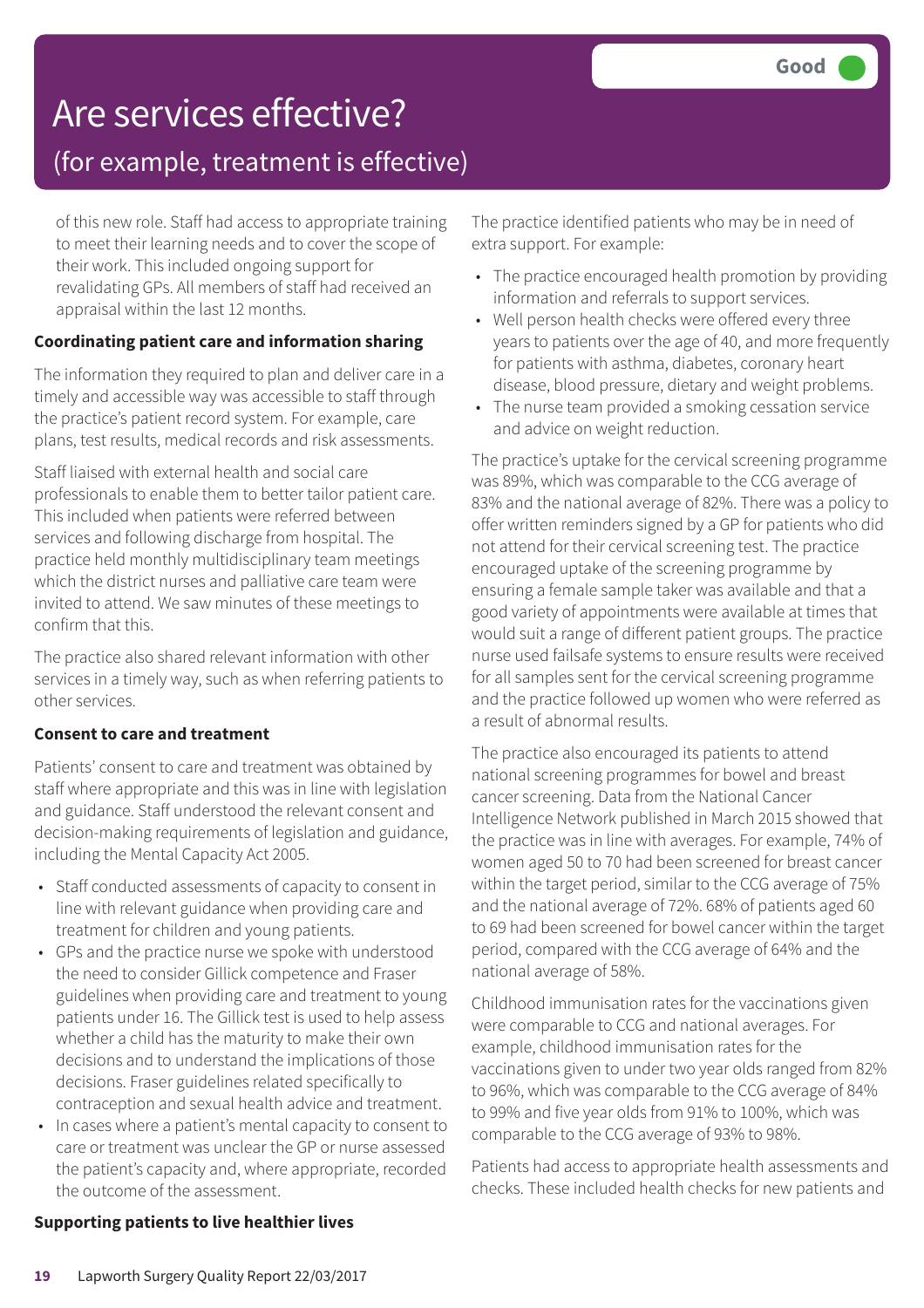# Are services effective?

## (for example, treatment is effective)

**Good**

of this new role. Staff had access to appropriate training to meet their learning needs and to cover the scope of their work. This included ongoing support for revalidating GPs. All members of staff had received an appraisal within the last 12 months.

**Coordinating patient care and information sharing**

The information they required to plan and deliver care in a timely and accessible way was accessible to staff through the practice's patient record system. For example, care plans, test results, medical records and risk assessments.

Staff liaised with external health and social care professionals to enable them to better tailor patient care. This included when patients were referred between services and following discharge from hospital. The practice held monthly multidisciplinary team meetings which the district nurses and palliative care team were invited to attend. We saw minutes of these meetings to confirm that this.

The practice also shared relevant information with other services in a timely way, such as when referring patients to other services.

**Consent to care and treatment**

Patients' consent to care and treatment was obtained by staff where appropriate and this was in line with legislation and guidance. Staff understood the relevant consent and decision-making requirements of legislation and guidance, including the Mental Capacity Act 2005.

- Staff conducted assessments of capacity to consent in line with relevant guidance when providing care and treatment for children and young patients.
- GPs and the practice nurse we spoke with understood the need to consider Gillick competence and Fraser guidelines when providing care and treatment to young patients under 16. The Gillick test is used to help assess whether a child has the maturity to make their own decisions and to understand the implications of those decisions. Fraser guidelines related specifically to contraception and sexual health advice and treatment.
- In cases where a patient's mental capacity to consent to care or treatment was unclear the GP or nurse assessed the patient's capacity and, where appropriate, recorded the outcome of the assessment.

**Supporting patients to live healthier lives**

The practice identified patients who may be in need of extra support. For example:

- The practice encouraged health promotion by providing information and referrals to support services.
- Well person health checks were offered every three years to patients over the age of 40, and more frequently for patients with asthma, diabetes, coronary heart disease, blood pressure, dietary and weight problems.
- The nurse team provided a smoking cessation service and advice on weight reduction.

The practice's uptake for the cervical screening programme was 89%, which was comparable to the CCG average of 83% and the national average of 82%. There was a policy to offer written reminders signed by a GP for patients who did not attend for their cervical screening test. The practice encouraged uptake of the screening programme by ensuring a female sample taker was available and that a good variety of appointments were available at times that would suit a range of different patient groups. The practice nurse used failsafe systems to ensure results were received for all samples sent for the cervical screening programme and the practice followed up women who were referred as a result of abnormal results.

The practice also encouraged its patients to attend national screening programmes for bowel and breast cancer screening. Data from the National Cancer Intelligence Network published in March 2015 showed that the practice was in line with averages. For example, 74% of women aged 50 to 70 had been screened for breast cancer within the target period, similar to the CCG average of 75% and the national average of 72%. 68% of patients aged 60 to 69 had been screened for bowel cancer within the target period, compared with the CCG average of 64% and the national average of 58%.

Childhood immunisation rates for the vaccinations given were comparable to CCG and national averages. For example, childhood immunisation rates for the vaccinations given to under two year olds ranged from 82% to 96%, which was comparable to the CCG average of 84% to 99% and five year olds from 91% to 100%, which was comparable to the CCG average of 93% to 98%.

Patients had access to appropriate health assessments and checks. These included health checks for new patients and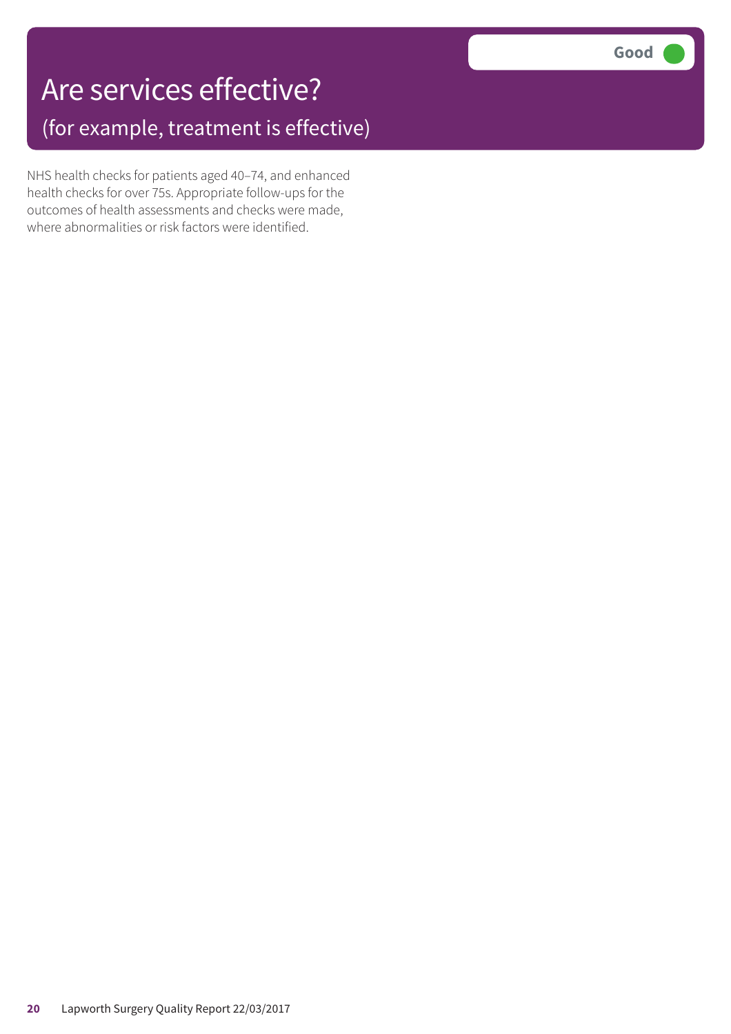# Are services effective?

## (for example, treatment is effective)

**Good**

NHS health checks for patients aged 40–74, and enhanced health checks for over 75s. Appropriate follow-ups for the outcomes of health assessments and checks were made, where abnormalities or risk factors were identified.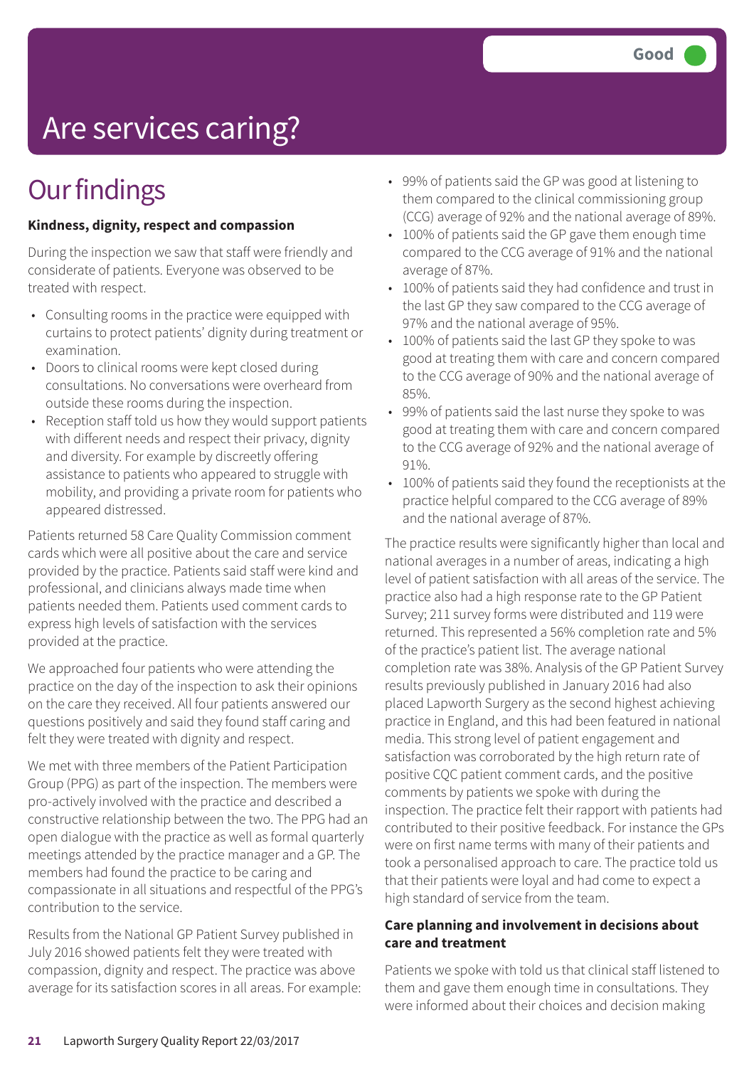# Are services caring?

Good

## Our findings

**Kindness, dignity, respect and compassion**

During the inspection we saw that staff were friendly and considerate of patients. Everyone was observed to be treated with respect.

- Consulting rooms in the practice were equipped with curtains to protect patients' dignity during treatment or examination.
- Doors to clinical rooms were kept closed during consultations. No conversations were overheard from outside these rooms during the inspection.
- Reception staff told us how they would support patients with different needs and respect their privacy, dignity and diversity. For example by discreetly offering assistance to patients who appeared to struggle with mobility, and providing a private room for patients who appeared distressed.

Patients returned 58 Care Quality Commission comment cards which were all positive about the care and service provided by the practice. Patients said staff were kind and professional, and clinicians always made time when patients needed them. Patients used comment cards to express high levels of satisfaction with the services provided at the practice.

We approached four patients who were attending the practice on the day of the inspection to ask their opinions on the care they received. All four patients answered our questions positively and said they found staff caring and felt they were treated with dignity and respect.

We met with three members of the Patient Participation Group (PPG) as part of the inspection. The members were pro-actively involved with the practice and described a constructive relationship between the two. The PPG had an open dialogue with the practice as well as formal quarterly meetings attended by the practice manager and a GP. The members had found the practice to be caring and compassionate in all situations and respectful of the PPG's contribution to the service.

Results from the National GP Patient Survey published in July 2016 showed patients felt they were treated with compassion, dignity and respect. The practice was above average for its satisfaction scores in all areas. For example:

- 99% of patients said the GP was good at listening to them compared to the clinical commissioning group (CCG) average of 92% and the national average of 89%.
- 100% of patients said the GP gave them enough time compared to the CCG average of 91% and the national average of 87%.
- 100% of patients said they had confidence and trust in the last GP they saw compared to the CCG average of 97% and the national average of 95%.
- 100% of patients said the last GP they spoke to was good at treating them with care and concern compared to the CCG average of 90% and the national average of 85%.
- 99% of patients said the last nurse they spoke to was good at treating them with care and concern compared to the CCG average of 92% and the national average of 91%.
- 100% of patients said they found the receptionists at the practice helpful compared to the CCG average of 89% and the national average of 87%.

The practice results were significantly higher than local and national averages in a number of areas, indicating a high level of patient satisfaction with all areas of the service. The practice also had a high response rate to the GP Patient Survey; 211 survey forms were distributed and 119 were returned. This represented a 56% completion rate and 5% of the practice's patient list. The average national completion rate was 38%. Analysis of the GP Patient Survey results previously published in January 2016 had also placed Lapworth Surgery as the second highest achieving practice in England, and this had been featured in national media. This strong level of patient engagement and satisfaction was corroborated by the high return rate of positive CQC patient comment cards, and the positive comments by patients we spoke with during the inspection. The practice felt their rapport with patients had contributed to their positive feedback. For instance the GPs were on first name terms with many of their patients and took a personalised approach to care. The practice told us that their patients were loyal and had come to expect a high standard of service from the team.

**Care planning and involvement in decisions about care and treatment**

Patients we spoke with told us that clinical staff listened to them and gave them enough time in consultations. They were informed about their choices and decision making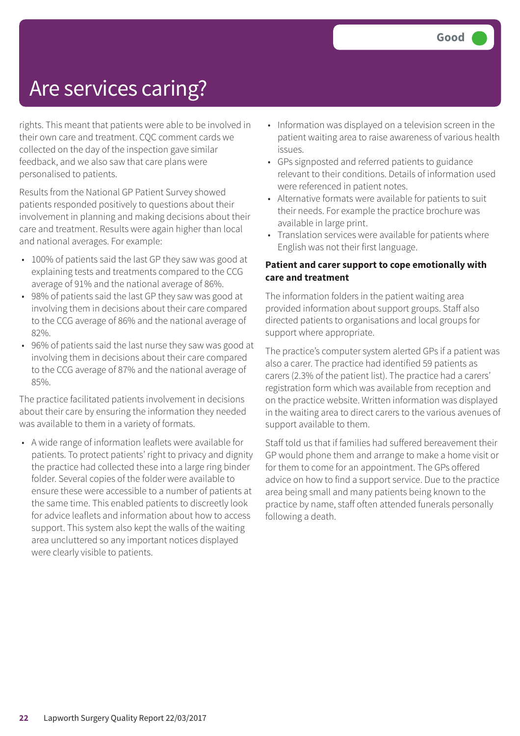# Are services caring?

Good

rights. This meant that patients were able to be involved in their own care and treatment. CQC comment cards we collected on the day of the inspection gave similar feedback, and we also saw that care plans were personalised to patients.

Results from the National GP Patient Survey showed patients responded positively to questions about their involvement in planning and making decisions about their care and treatment. Results were again higher than local and national averages. For example:

- 100% of patients said the last GP they saw was good at explaining tests and treatments compared to the CCG average of 91% and the national average of 86%.
- 98% of patients said the last GP they saw was good at involving them in decisions about their care compared to the CCG average of 86% and the national average of 82%.
- 96% of patients said the last nurse they saw was good at involving them in decisions about their care compared to the CCG average of 87% and the national average of 85%.

The practice facilitated patients involvement in decisions about their care by ensuring the information they needed was available to them in a variety of formats.

- A wide range of information leaflets were available for patients. To protect patients' right to privacy and dignity the practice had collected these into a large ring binder folder. Several copies of the folder were available to ensure these were accessible to a number of patients at the same time. This enabled patients to discreetly look for advice leaflets and information about how to access support. This system also kept the walls of the waiting area uncluttered so any important notices displayed were clearly visible to patients.
- Information was displayed on a television screen in the patient waiting area to raise awareness of various health issues.
- GPs signposted and referred patients to guidance relevant to their conditions. Details of information used were referenced in patient notes.
- Alternative formats were available for patients to suit their needs. For example the practice brochure was available in large print.
- Translation services were available for patients where English was not their first language.

**Patient and carer support to cope emotionally with care and treatment**

The information folders in the patient waiting area provided information about support groups. Staff also directed patients to organisations and local groups for support where appropriate.

The practice's computer system alerted GPs if a patient was also a carer. The practice had identified 59 patients as carers (2.3% of the patient list). The practice had a carers' registration form which was available from reception and on the practice website. Written information was displayed in the waiting area to direct carers to the various avenues of support available to them.

Staff told us that if families had suffered bereavement their GP would phone them and arrange to make a home visit or for them to come for an appointment. The GPs offered advice on how to find a support service. Due to the practice area being small and many patients being known to the practice by name, staff often attended funerals personally following a death.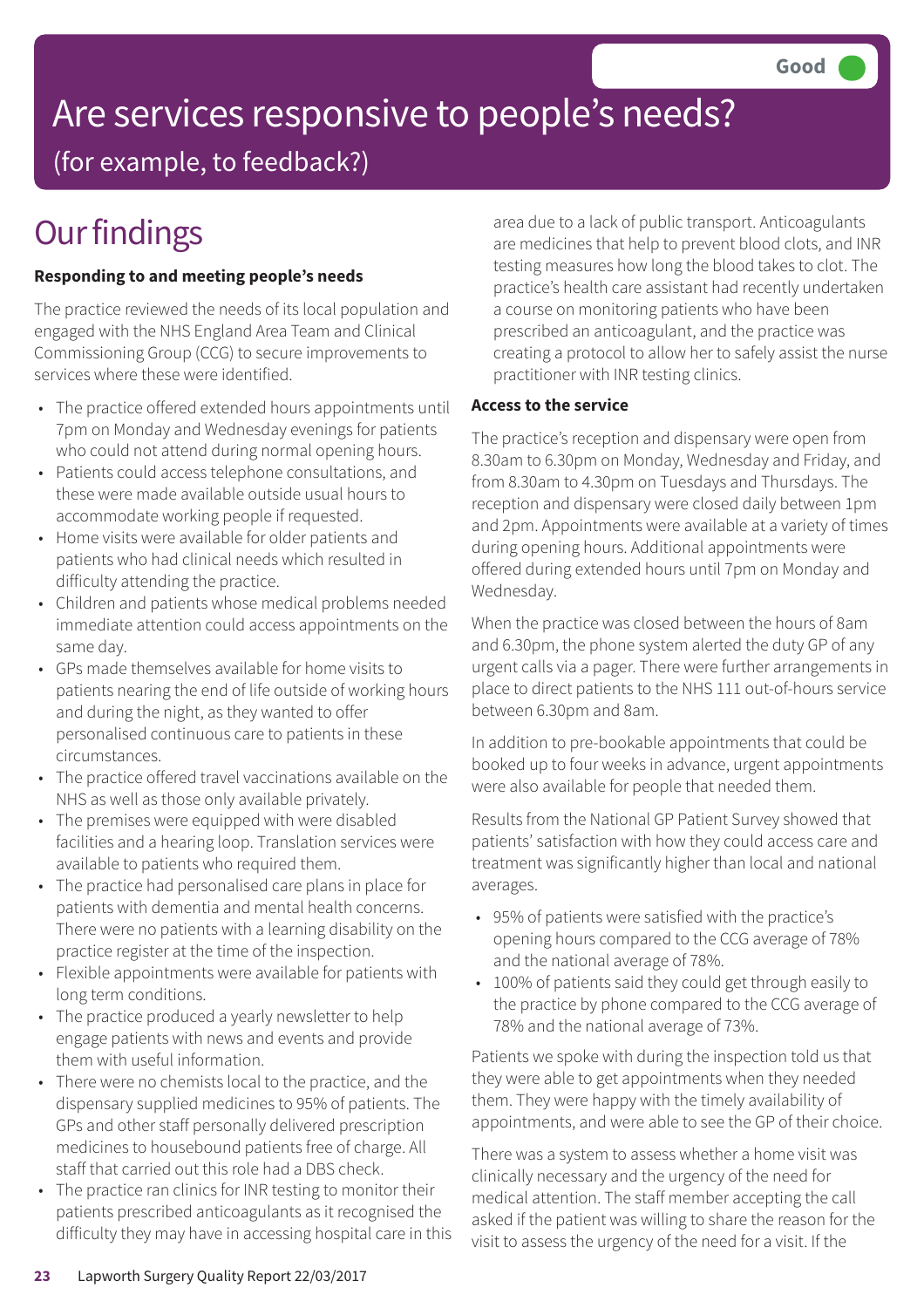Good

# Are services responsive to people's needs?

(for example, to feedback?)

## Our findings

**Responding to and meeting people's needs**

The practice reviewed the needs of its local population and engaged with the NHS England Area Team and Clinical Commissioning Group (CCG) to secure improvements to services where these were identified.

- The practice offered extended hours appointments until 7pm on Monday and Wednesday evenings for patients who could not attend during normal opening hours.
- Patients could access telephone consultations, and these were made available outside usual hours to accommodate working people if requested.
- Home visits were available for older patients and patients who had clinical needs which resulted in difficulty attending the practice.
- Children and patients whose medical problems needed immediate attention could access appointments on the same day.
- GPs made themselves available for home visits to patients nearing the end of life outside of working hours and during the night, as they wanted to offer personalised continuous care to patients in these circumstances.
- The practice offered travel vaccinations available on the NHS as well as those only available privately.
- The premises were equipped with were disabled facilities and a hearing loop. Translation services were available to patients who required them.
- The practice had personalised care plans in place for patients with dementia and mental health concerns. There were no patients with a learning disability on the practice register at the time of the inspection.
- Flexible appointments were available for patients with long term conditions.
- The practice produced a yearly newsletter to help engage patients with news and events and provide them with useful information.
- There were no chemists local to the practice, and the dispensary supplied medicines to 95% of patients. The GPs and other staff personally delivered prescription medicines to housebound patients free of charge. All staff that carried out this role had a DBS check.
- The practice ran clinics for INR testing to monitor their patients prescribed anticoagulants as it recognised the difficulty they may have in accessing hospital care in this area due to a lack of public transport. Anticoagulants are medicines that help to prevent blood clots, and INR testing measures how long the blood takes to clot. The practice's health care assistant had recently undertaken a course on monitoring patients who have been prescribed an anticoagulant, and the practice was creating a protocol to allow her to safely assist the nurse practitioner with INR testing clinics.

**Access to the service**

The practice's reception and dispensary were open from 8.30am to 6.30pm on Monday, Wednesday and Friday, and from 8.30am to 4.30pm on Tuesdays and Thursdays. The reception and dispensary were closed daily between 1pm and 2pm. Appointments were available at a variety of times during opening hours. Additional appointments were offered during extended hours until 7pm on Monday and Wednesday.

When the practice was closed between the hours of 8am and 6.30pm, the phone system alerted the duty GP of any urgent calls via a pager. There were further arrangements in place to direct patients to the NHS 111 out-of-hours service between 6.30pm and 8am.

In addition to pre-bookable appointments that could be booked up to four weeks in advance, urgent appointments were also available for people that needed them.

Results from the National GP Patient Survey showed that patients' satisfaction with how they could access care and treatment was significantly higher than local and national averages.

- 95% of patients were satisfied with the practice's opening hours compared to the CCG average of 78% and the national average of 78%.
- 100% of patients said they could get through easily to the practice by phone compared to the CCG average of 78% and the national average of 73%.

Patients we spoke with during the inspection told us that they were able to get appointments when they needed them. They were happy with the timely availability of appointments, and were able to see the GP of their choice.

There was a system to assess whether a home visit was clinically necessary and the urgency of the need for medical attention. The staff member accepting the call asked if the patient was willing to share the reason for the visit to assess the urgency of the need for a visit. If the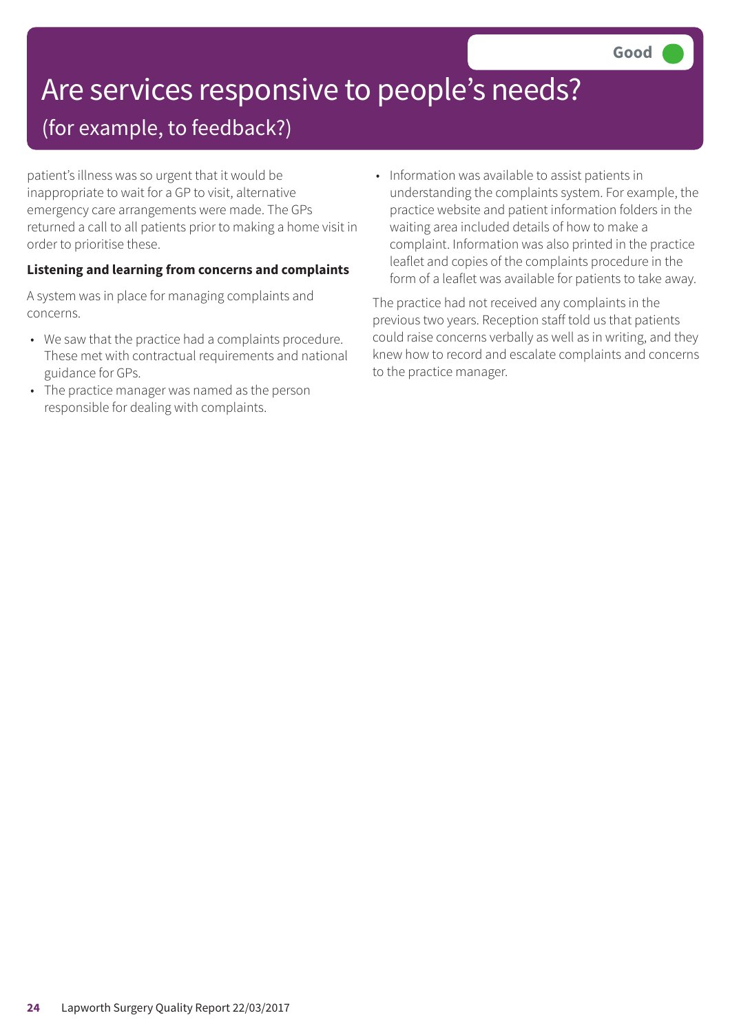# Are services responsive to people's needs?

## (for example, to feedback?)

**Good**

patient's illness was so urgent that it would be inappropriate to wait for a GP to visit, alternative emergency care arrangements were made. The GPs returned a call to all patients prior to making a home visit in order to prioritise these.

**Listening and learning from concerns and complaints**

A system was in place for managing complaints and concerns.

- We saw that the practice had a complaints procedure. These met with contractual requirements and national guidance for GPs.
- The practice manager was named as the person responsible for dealing with complaints.
- Information was available to assist patients in understanding the complaints system. For example, the practice website and patient information folders in the waiting area included details of how to make a complaint. Information was also printed in the practice leaflet and copies of the complaints procedure in the form of a leaflet was available for patients to take away.

The practice had not received any complaints in the previous two years. Reception staff told us that patients could raise concerns verbally as well as in writing, and they knew how to record and escalate complaints and concerns to the practice manager.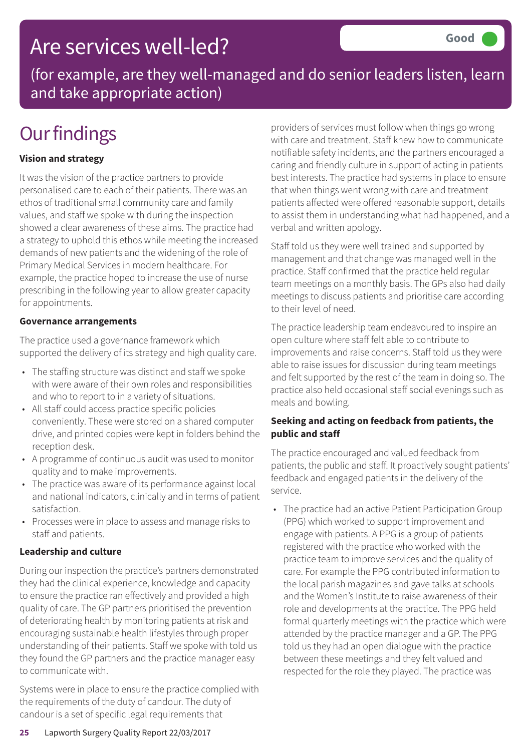# Are services well-led?

Good

(for example, are they well-managed and do senior leaders listen, learn and take appropriate action)

# Our findings

**Vision and strategy**

It was the vision of the practice partners to provide personalised care to each of their patients. There was an ethos of traditional small community care and family values, and staff we spoke with during the inspection showed a clear awareness of these aims. The practice had a strategy to uphold this ethos while meeting the increased demands of new patients and the widening of the role of Primary Medical Services in modern healthcare. For example, the practice hoped to increase the use of nurse prescribing in the following year to allow greater capacity for appointments.

**Governance arrangements**

The practice used a governance framework which supported the delivery of its strategy and high quality care.

- The staffing structure was distinct and staff we spoke with were aware of their own roles and responsibilities and who to report to in a variety of situations.
- All staff could access practice specific policies conveniently. These were stored on a shared computer drive, and printed copies were kept in folders behind the reception desk.
- A programme of continuous audit was used to monitor quality and to make improvements.
- The practice was aware of its performance against local and national indicators, clinically and in terms of patient satisfaction.
- Processes were in place to assess and manage risks to staff and patients.

**Leadership and culture**

During our inspection the practice's partners demonstrated they had the clinical experience, knowledge and capacity to ensure the practice ran effectively and provided a high quality of care. The GP partners prioritised the prevention of deteriorating health by monitoring patients at risk and encouraging sustainable health lifestyles through proper understanding of their patients. Staff we spoke with told us they found the GP partners and the practice manager easy to communicate with.

Systems were in place to ensure the practice complied with the requirements of the duty of candour. The duty of candour is a set of specific legal requirements that providers of services must follow when things go wrong with care and treatment. Staff knew how to communicate notifiable safety incidents, and the partners encouraged a caring and friendly culture in support of acting in patients best interests. The practice had systems in place to ensure that when things went wrong with care and treatment patients affected were offered reasonable support, details to assist them in understanding what had happened, and a verbal and written apology.

Staff told us they were well trained and supported by management and that change was managed well in the practice. Staff confirmed that the practice held regular team meetings on a monthly basis. The GPs also had daily meetings to discuss patients and prioritise care according to their level of need.

The practice leadership team endeavoured to inspire an open culture where staff felt able to contribute to improvements and raise concerns. Staff told us they were able to raise issues for discussion during team meetings and felt supported by the rest of the team in doing so. The practice also held occasional staff social evenings such as meals and bowling.

**Seeking and acting on feedback from patients, the public and staff**

The practice encouraged and valued feedback from patients, the public and staff. It proactively sought patients' feedback and engaged patients in the delivery of the service.

- The practice had an active Patient Participation Group (PPG) which worked to support improvement and engage with patients. A PPG is a group of patients registered with the practice who worked with the practice team to improve services and the quality of care. For example the PPG contributed information to the local parish magazines and gave talks at schools and the Women's Institute to raise awareness of their role and developments at the practice. The PPG held formal quarterly meetings with the practice which were attended by the practice manager and a GP. The PPG told us they had an open dialogue with the practice between these meetings and they felt valued and respected for the role they played. The practice was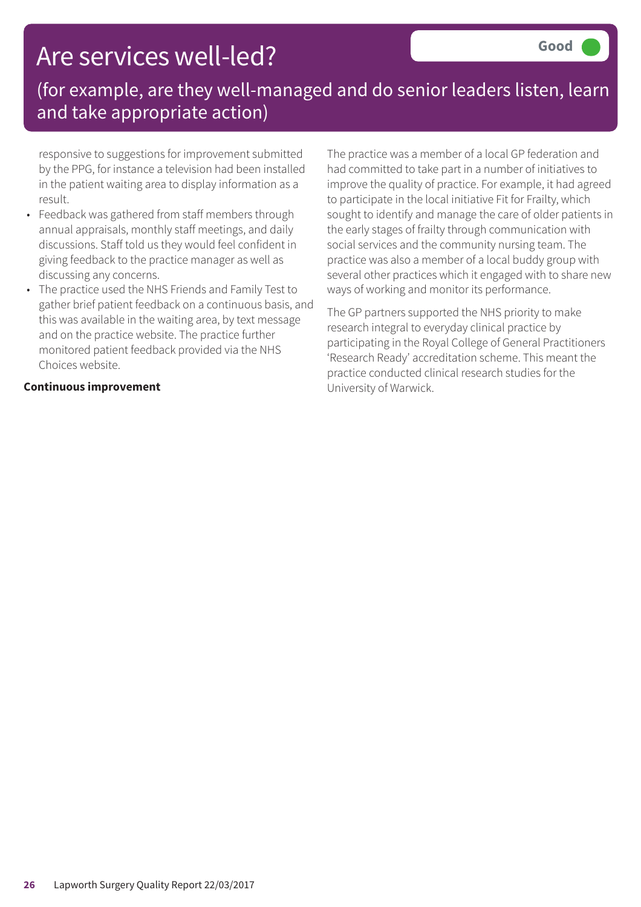# Are services well-led?

**Good**

(for example, are they well-managed and do senior leaders listen, learn and take appropriate action)

responsive to suggestions for improvement submitted by the PPG, for instance a television had been installed in the patient waiting area to display information as a result.

- Feedback was gathered from staff members through annual appraisals, monthly staff meetings, and daily discussions. Staff told us they would feel confident in giving feedback to the practice manager as well as discussing any concerns.
- The practice used the NHS Friends and Family Test to gather brief patient feedback on a continuous basis, and this was available in the waiting area, by text message and on the practice website. The practice further monitored patient feedback provided via the NHS Choices website.

**Continuous improvement**

The practice was a member of a local GP federation and had committed to take part in a number of initiatives to improve the quality of practice. For example, it had agreed to participate in the local initiative Fit for Frailty, which sought to identify and manage the care of older patients in the early stages of frailty through communication with social services and the community nursing team. The practice was also a member of a local buddy group with several other practices which it engaged with to share new ways of working and monitor its performance.

The GP partners supported the NHS priority to make research integral to everyday clinical practice by participating in the Royal College of General Practitioners 'Research Ready' accreditation scheme. This meant the practice conducted clinical research studies for the University of Warwick.